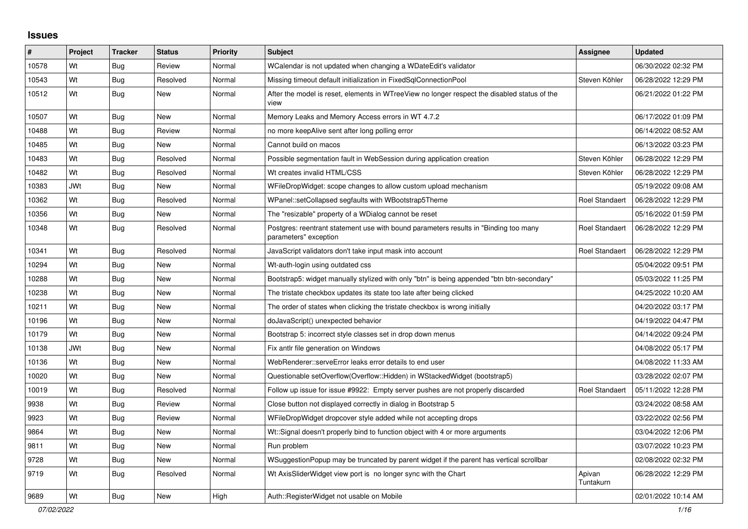# Issues

| # | Project | Tracker | Status | Priority | Subject | Assignee | Updated |
|---|---|---|---|---|---|---|---|
| 10578 | Wt | Bug | Review | Normal | WCalendar is not updated when changing a WDateEdit's validator | | 06/30/2022 02:32 PM |
| 10543 | Wt | Bug | Resolved | Normal | Missing timeout default initialization in FixedSqlConnectionPool | Steven Köhler | 06/28/2022 12:29 PM |
| 10512 | Wt | Bug | New | Normal | After the model is reset, elements in WTreeView no longer respect the disabled status of the view | | 06/21/2022 01:22 PM |
| 10507 | Wt | Bug | New | Normal | Memory Leaks and Memory Access errors in WT 4.7.2 | | 06/17/2022 01:09 PM |
| 10488 | Wt | Bug | Review | Normal | no more keepAlive sent after long polling error | | 06/14/2022 08:52 AM |
| 10485 | Wt | Bug | New | Normal | Cannot build on macos | | 06/13/2022 03:23 PM |
| 10483 | Wt | Bug | Resolved | Normal | Possible segmentation fault in WebSession during application creation | Steven Köhler | 06/28/2022 12:29 PM |
| 10482 | Wt | Bug | Resolved | Normal | Wt creates invalid HTML/CSS | Steven Köhler | 06/28/2022 12:29 PM |
| 10383 | JWt | Bug | New | Normal | WFileDropWidget: scope changes to allow custom upload mechanism | | 05/19/2022 09:08 AM |
| 10362 | Wt | Bug | Resolved | Normal | WPanel::setCollapsed segfaults with WBootstrap5Theme | Roel Standaert | 06/28/2022 12:29 PM |
| 10356 | Wt | Bug | New | Normal | The "resizable" property of a WDialog cannot be reset | | 05/16/2022 01:59 PM |
| 10348 | Wt | Bug | Resolved | Normal | Postgres: reentrant statement use with bound parameters results in "Binding too many parameters" exception | Roel Standaert | 06/28/2022 12:29 PM |
| 10341 | Wt | Bug | Resolved | Normal | JavaScript validators don't take input mask into account | Roel Standaert | 06/28/2022 12:29 PM |
| 10294 | Wt | Bug | New | Normal | Wt-auth-login using outdated css | | 05/04/2022 09:51 PM |
| 10288 | Wt | Bug | New | Normal | Bootstrap5: widget manually stylized with only "btn" is being appended "btn btn-secondary" | | 05/03/2022 11:25 PM |
| 10238 | Wt | Bug | New | Normal | The tristate checkbox updates its state too late after being clicked | | 04/25/2022 10:20 AM |
| 10211 | Wt | Bug | New | Normal | The order of states when clicking the tristate checkbox is wrong initially | | 04/20/2022 03:17 PM |
| 10196 | Wt | Bug | New | Normal | doJavaScript() unexpected behavior | | 04/19/2022 04:47 PM |
| 10179 | Wt | Bug | New | Normal | Bootstrap 5: incorrect style classes set in drop down menus | | 04/14/2022 09:24 PM |
| 10138 | JWt | Bug | New | Normal | Fix antlr file generation on Windows | | 04/08/2022 05:17 PM |
| 10136 | Wt | Bug | New | Normal | WebRenderer::serveError leaks error details to end user | | 04/08/2022 11:33 AM |
| 10020 | Wt | Bug | New | Normal | Questionable setOverflow(Overflow::Hidden) in WStackedWidget (bootstrap5) | | 03/28/2022 02:07 PM |
| 10019 | Wt | Bug | Resolved | Normal | Follow up issue for issue #9922: Empty server pushes are not properly discarded | Roel Standaert | 05/11/2022 12:28 PM |
| 9938 | Wt | Bug | Review | Normal | Close button not displayed correctly in dialog in Bootstrap 5 | | 03/24/2022 08:58 AM |
| 9923 | Wt | Bug | Review | Normal | WFileDropWidget dropcover style added while not accepting drops | | 03/22/2022 02:56 PM |
| 9864 | Wt | Bug | New | Normal | Wt::Signal doesn't properly bind to function object with 4 or more arguments | | 03/04/2022 12:06 PM |
| 9811 | Wt | Bug | New | Normal | Run problem | | 03/07/2022 10:23 PM |
| 9728 | Wt | Bug | New | Normal | WSuggestionPopup may be truncated by parent widget if the parent has vertical scrollbar | | 02/08/2022 02:32 PM |
| 9719 | Wt | Bug | Resolved | Normal | Wt AxisSliderWidget view port is no longer sync with the Chart | Apivan Tuntakurn | 06/28/2022 12:29 PM |
| 9689 | Wt | Bug | New | High | Auth::RegisterWidget not usable on Mobile | | 02/01/2022 10:14 AM |

*07/02/2022*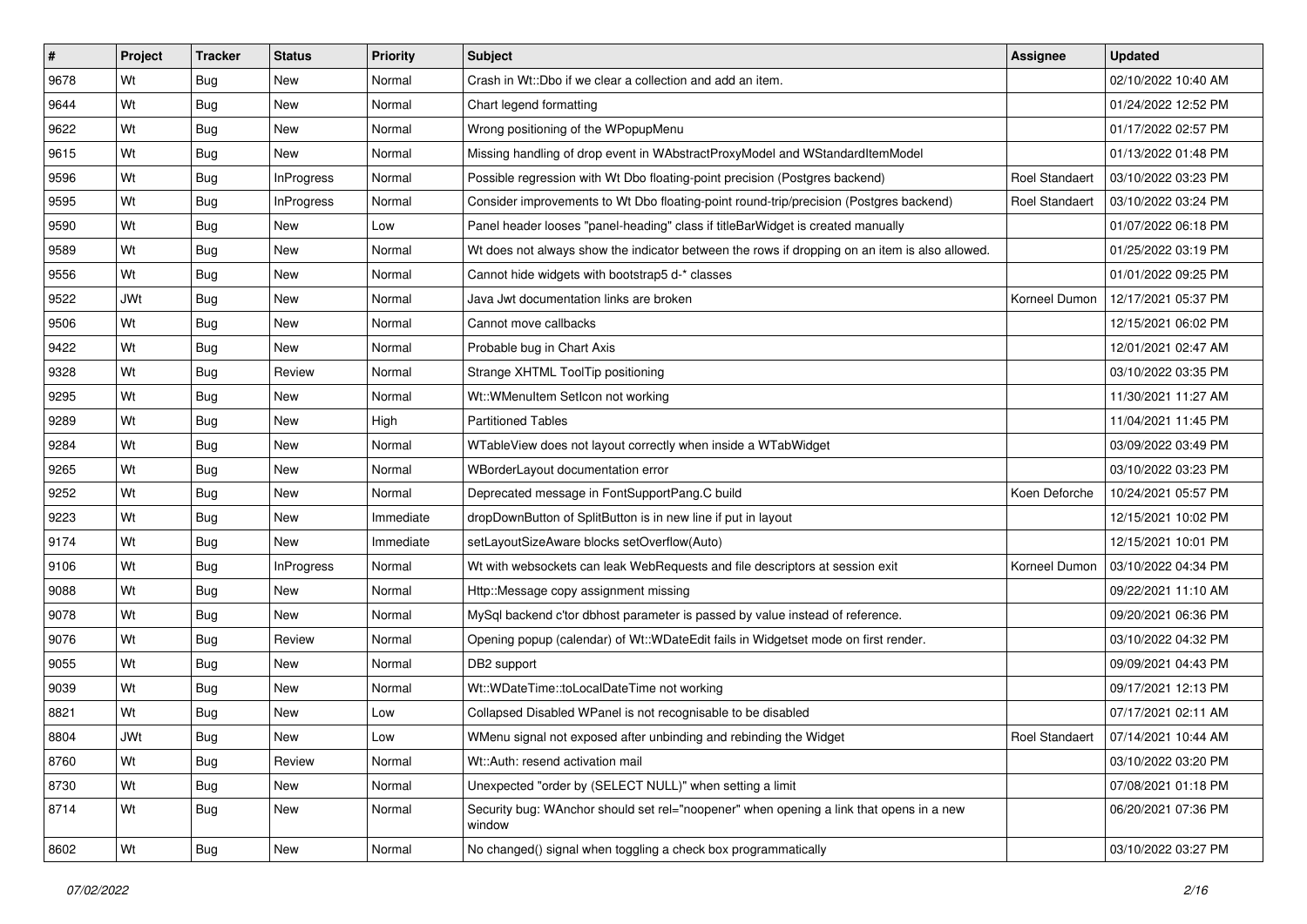| # | Project | Tracker | Status | Priority | Subject | Assignee | Updated |
|---|---|---|---|---|---|---|---|
| 9678 | Wt | Bug | New | Normal | Crash in Wt::Dbo if we clear a collection and add an item. | | 02/10/2022 10:40 AM |
| 9644 | Wt | Bug | New | Normal | Chart legend formatting | | 01/24/2022 12:52 PM |
| 9622 | Wt | Bug | New | Normal | Wrong positioning of the WPopupMenu | | 01/17/2022 02:57 PM |
| 9615 | Wt | Bug | New | Normal | Missing handling of drop event in WAbstractProxyModel and WStandardItemModel | | 01/13/2022 01:48 PM |
| 9596 | Wt | Bug | InProgress | Normal | Possible regression with Wt Dbo floating-point precision (Postgres backend) | Roel Standaert | 03/10/2022 03:23 PM |
| 9595 | Wt | Bug | InProgress | Normal | Consider improvements to Wt Dbo floating-point round-trip/precision (Postgres backend) | Roel Standaert | 03/10/2022 03:24 PM |
| 9590 | Wt | Bug | New | Low | Panel header looses "panel-heading" class if titleBarWidget is created manually | | 01/07/2022 06:18 PM |
| 9589 | Wt | Bug | New | Normal | Wt does not always show the indicator between the rows if dropping on an item is also allowed. | | 01/25/2022 03:19 PM |
| 9556 | Wt | Bug | New | Normal | Cannot hide widgets with bootstrap5 d-* classes | | 01/01/2022 09:25 PM |
| 9522 | JWt | Bug | New | Normal | Java Jwt documentation links are broken | Korneel Dumon | 12/17/2021 05:37 PM |
| 9506 | Wt | Bug | New | Normal | Cannot move callbacks | | 12/15/2021 06:02 PM |
| 9422 | Wt | Bug | New | Normal | Probable bug in Chart Axis | | 12/01/2021 02:47 AM |
| 9328 | Wt | Bug | Review | Normal | Strange XHTML ToolTip positioning | | 03/10/2022 03:35 PM |
| 9295 | Wt | Bug | New | Normal | Wt::WMenuItem SetIcon not working | | 11/30/2021 11:27 AM |
| 9289 | Wt | Bug | New | High | Partitioned Tables | | 11/04/2021 11:45 PM |
| 9284 | Wt | Bug | New | Normal | WTableView does not layout correctly when inside a WTabWidget | | 03/09/2022 03:49 PM |
| 9265 | Wt | Bug | New | Normal | WBorderLayout documentation error | | 03/10/2022 03:23 PM |
| 9252 | Wt | Bug | New | Normal | Deprecated message in FontSupportPang.C build | Koen Deforche | 10/24/2021 05:57 PM |
| 9223 | Wt | Bug | New | Immediate | dropDownButton of SplitButton is in new line if put in layout | | 12/15/2021 10:02 PM |
| 9174 | Wt | Bug | New | Immediate | setLayoutSizeAware blocks setOverflow(Auto) | | 12/15/2021 10:01 PM |
| 9106 | Wt | Bug | InProgress | Normal | Wt with websockets can leak WebRequests and file descriptors at session exit | Korneel Dumon | 03/10/2022 04:34 PM |
| 9088 | Wt | Bug | New | Normal | Http::Message copy assignment missing | | 09/22/2021 11:10 AM |
| 9078 | Wt | Bug | New | Normal | MySql backend c'tor dbhost parameter is passed by value instead of reference. | | 09/20/2021 06:36 PM |
| 9076 | Wt | Bug | Review | Normal | Opening popup (calendar) of Wt::WDateEdit fails in Widgetset mode on first render. | | 03/10/2022 04:32 PM |
| 9055 | Wt | Bug | New | Normal | DB2 support | | 09/09/2021 04:43 PM |
| 9039 | Wt | Bug | New | Normal | Wt::WDateTime::toLocalDateTime not working | | 09/17/2021 12:13 PM |
| 8821 | Wt | Bug | New | Low | Collapsed Disabled WPanel is not recognisable to be disabled | | 07/17/2021 02:11 AM |
| 8804 | JWt | Bug | New | Low | WMenu signal not exposed after unbinding and rebinding the Widget | Roel Standaert | 07/14/2021 10:44 AM |
| 8760 | Wt | Bug | Review | Normal | Wt::Auth: resend activation mail | | 03/10/2022 03:20 PM |
| 8730 | Wt | Bug | New | Normal | Unexpected "order by (SELECT NULL)" when setting a limit | | 07/08/2021 01:18 PM |
| 8714 | Wt | Bug | New | Normal | Security bug: WAnchor should set rel="noopener" when opening a link that opens in a new window | | 06/20/2021 07:36 PM |
| 8602 | Wt | Bug | New | Normal | No changed() signal when toggling a check box programmatically | | 03/10/2022 03:27 PM |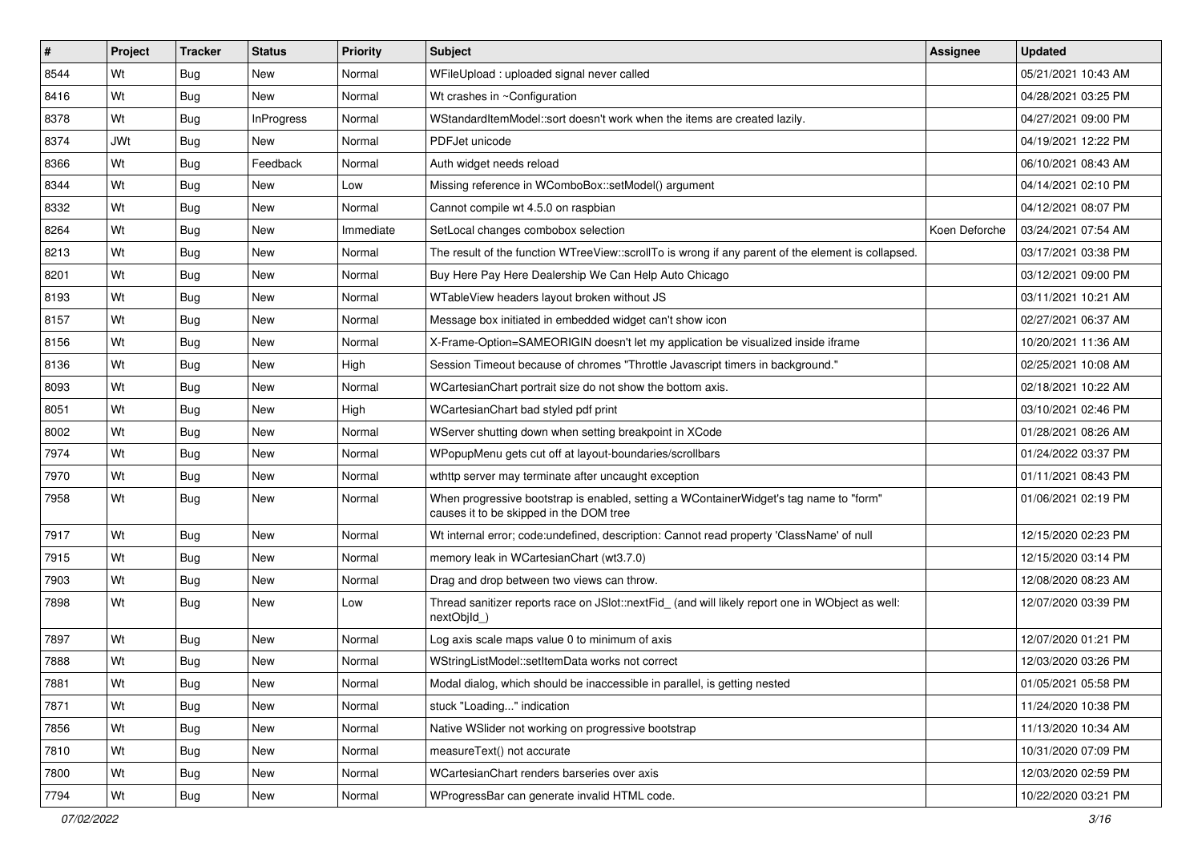| # | Project | Tracker | Status | Priority | Subject | Assignee | Updated |
| --- | --- | --- | --- | --- | --- | --- | --- |
| 8544 | Wt | Bug | New | Normal | WFileUpload : uploaded signal never called | | 05/21/2021 10:43 AM |
| 8416 | Wt | Bug | New | Normal | Wt crashes in ~Configuration | | 04/28/2021 03:25 PM |
| 8378 | Wt | Bug | InProgress | Normal | WStandardItemModel::sort doesn't work when the items are created lazily. | | 04/27/2021 09:00 PM |
| 8374 | JWt | Bug | New | Normal | PDFJet unicode | | 04/19/2021 12:22 PM |
| 8366 | Wt | Bug | Feedback | Normal | Auth widget needs reload | | 06/10/2021 08:43 AM |
| 8344 | Wt | Bug | New | Low | Missing reference in WComboBox::setModel() argument | | 04/14/2021 02:10 PM |
| 8332 | Wt | Bug | New | Normal | Cannot compile wt 4.5.0 on raspbian | | 04/12/2021 08:07 PM |
| 8264 | Wt | Bug | New | Immediate | SetLocal changes combobox selection | Koen Deforche | 03/24/2021 07:54 AM |
| 8213 | Wt | Bug | New | Normal | The result of the function WTreeView::scrollTo is wrong if any parent of the element is collapsed. | | 03/17/2021 03:38 PM |
| 8201 | Wt | Bug | New | Normal | Buy Here Pay Here Dealership We Can Help Auto Chicago | | 03/12/2021 09:00 PM |
| 8193 | Wt | Bug | New | Normal | WTableView headers layout broken without JS | | 03/11/2021 10:21 AM |
| 8157 | Wt | Bug | New | Normal | Message box initiated in embedded widget can't show icon | | 02/27/2021 06:37 AM |
| 8156 | Wt | Bug | New | Normal | X-Frame-Option=SAMEORIGIN doesn't let my application be visualized inside iframe | | 10/20/2021 11:36 AM |
| 8136 | Wt | Bug | New | High | Session Timeout because of chromes "Throttle Javascript timers in background." | | 02/25/2021 10:08 AM |
| 8093 | Wt | Bug | New | Normal | WCartesianChart portrait size do not show the bottom axis. | | 02/18/2021 10:22 AM |
| 8051 | Wt | Bug | New | High | WCartesianChart bad styled pdf print | | 03/10/2021 02:46 PM |
| 8002 | Wt | Bug | New | Normal | WServer shutting down when setting breakpoint in XCode | | 01/28/2021 08:26 AM |
| 7974 | Wt | Bug | New | Normal | WPopupMenu gets cut off at layout-boundaries/scrollbars | | 01/24/2022 03:37 PM |
| 7970 | Wt | Bug | New | Normal | wthttp server may terminate after uncaught exception | | 01/11/2021 08:43 PM |
| 7958 | Wt | Bug | New | Normal | When progressive bootstrap is enabled, setting a WContainerWidget's tag name to "form" causes it to be skipped in the DOM tree | | 01/06/2021 02:19 PM |
| 7917 | Wt | Bug | New | Normal | Wt internal error; code:undefined, description: Cannot read property 'ClassName' of null | | 12/15/2020 02:23 PM |
| 7915 | Wt | Bug | New | Normal | memory leak in WCartesianChart (wt3.7.0) | | 12/15/2020 03:14 PM |
| 7903 | Wt | Bug | New | Normal | Drag and drop between two views can throw. | | 12/08/2020 08:23 AM |
| 7898 | Wt | Bug | New | Low | Thread sanitizer reports race on JSlot::nextFid_ (and will likely report one in WObject as well: nextObjId_) | | 12/07/2020 03:39 PM |
| 7897 | Wt | Bug | New | Normal | Log axis scale maps value 0 to minimum of axis | | 12/07/2020 01:21 PM |
| 7888 | Wt | Bug | New | Normal | WStringListModel::setItemData works not correct | | 12/03/2020 03:26 PM |
| 7881 | Wt | Bug | New | Normal | Modal dialog, which should be inaccessible in parallel, is getting nested | | 01/05/2021 05:58 PM |
| 7871 | Wt | Bug | New | Normal | stuck "Loading..." indication | | 11/24/2020 10:38 PM |
| 7856 | Wt | Bug | New | Normal | Native WSlider not working on progressive bootstrap | | 11/13/2020 10:34 AM |
| 7810 | Wt | Bug | New | Normal | measureText() not accurate | | 10/31/2020 07:09 PM |
| 7800 | Wt | Bug | New | Normal | WCartesianChart renders barseries over axis | | 12/03/2020 02:59 PM |
| 7794 | Wt | Bug | New | Normal | WProgressBar can generate invalid HTML code. | | 10/22/2020 03:21 PM |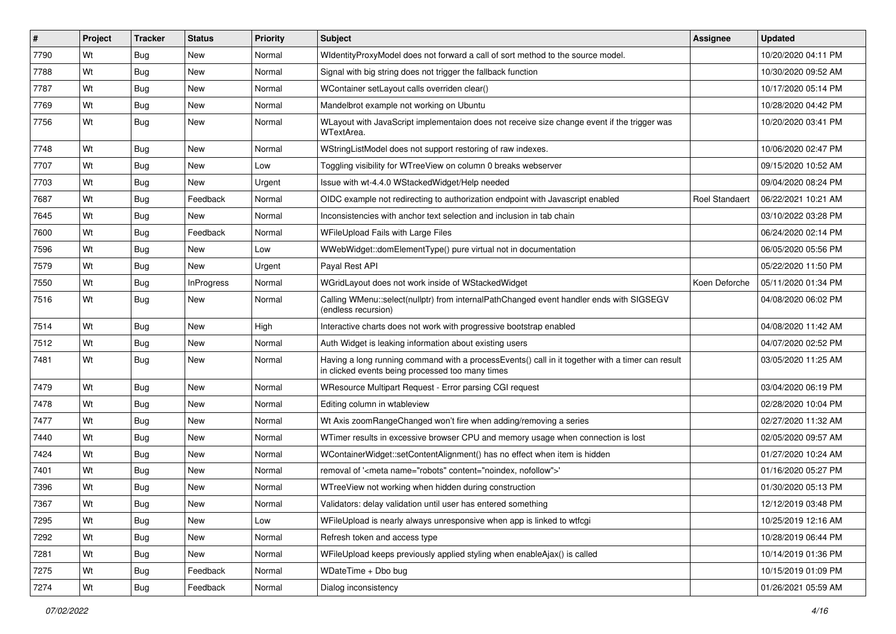| # | Project | Tracker | Status | Priority | Subject | Assignee | Updated |
|---|---|---|---|---|---|---|---|
| 7790 | Wt | Bug | New | Normal | WIdentityProxyModel does not forward a call of sort method to the source model. | | 10/20/2020 04:11 PM |
| 7788 | Wt | Bug | New | Normal | Signal with big string does not trigger the fallback function | | 10/30/2020 09:52 AM |
| 7787 | Wt | Bug | New | Normal | WContainer setLayout calls overriden clear() | | 10/17/2020 05:14 PM |
| 7769 | Wt | Bug | New | Normal | Mandelbrot example not working on Ubuntu | | 10/28/2020 04:42 PM |
| 7756 | Wt | Bug | New | Normal | WLayout with JavaScript implementaion does not receive size change event if the trigger was WTextArea. | | 10/20/2020 03:41 PM |
| 7748 | Wt | Bug | New | Normal | WStringListModel does not support restoring of raw indexes. | | 10/06/2020 02:47 PM |
| 7707 | Wt | Bug | New | Low | Toggling visibility for WTreeView on column 0 breaks webserver | | 09/15/2020 10:52 AM |
| 7703 | Wt | Bug | New | Urgent | Issue with wt-4.4.0 WStackedWidget/Help needed | | 09/04/2020 08:24 PM |
| 7687 | Wt | Bug | Feedback | Normal | OIDC example not redirecting to authorization endpoint with Javascript enabled | Roel Standaert | 06/22/2021 10:21 AM |
| 7645 | Wt | Bug | New | Normal | Inconsistencies with anchor text selection and inclusion in tab chain | | 03/10/2022 03:28 PM |
| 7600 | Wt | Bug | Feedback | Normal | WFileUpload Fails with Large Files | | 06/24/2020 02:14 PM |
| 7596 | Wt | Bug | New | Low | WWebWidget::domElementType() pure virtual not in documentation | | 06/05/2020 05:56 PM |
| 7579 | Wt | Bug | New | Urgent | Payal Rest API | | 05/22/2020 11:50 PM |
| 7550 | Wt | Bug | InProgress | Normal | WGridLayout does not work inside of WStackedWidget | Koen Deforche | 05/11/2020 01:34 PM |
| 7516 | Wt | Bug | New | Normal | Calling WMenu::select(nullptr) from internalPathChanged event handler ends with SIGSEGV (endless recursion) | | 04/08/2020 06:02 PM |
| 7514 | Wt | Bug | New | High | Interactive charts does not work with progressive bootstrap enabled | | 04/08/2020 11:42 AM |
| 7512 | Wt | Bug | New | Normal | Auth Widget is leaking information about existing users | | 04/07/2020 02:52 PM |
| 7481 | Wt | Bug | New | Normal | Having a long running command with a processEvents() call in it together with a timer can result in clicked events being processed too many times | | 03/05/2020 11:25 AM |
| 7479 | Wt | Bug | New | Normal | WResource Multipart Request - Error parsing CGI request | | 03/04/2020 06:19 PM |
| 7478 | Wt | Bug | New | Normal | Editing column in wtableview | | 02/28/2020 10:04 PM |
| 7477 | Wt | Bug | New | Normal | Wt Axis zoomRangeChanged won't fire when adding/removing a series | | 02/27/2020 11:32 AM |
| 7440 | Wt | Bug | New | Normal | WTimer results in excessive browser CPU and memory usage when connection is lost | | 02/05/2020 09:57 AM |
| 7424 | Wt | Bug | New | Normal | WContainerWidget::setContentAlignment() has no effect when item is hidden | | 01/27/2020 10:24 AM |
| 7401 | Wt | Bug | New | Normal | removal of '<meta name="robots" content="noindex, nofollow">' | | 01/16/2020 05:27 PM |
| 7396 | Wt | Bug | New | Normal | WTreeView not working when hidden during construction | | 01/30/2020 05:13 PM |
| 7367 | Wt | Bug | New | Normal | Validators: delay validation until user has entered something | | 12/12/2019 03:48 PM |
| 7295 | Wt | Bug | New | Low | WFileUpload is nearly always unresponsive when app is linked to wtfcgi | | 10/25/2019 12:16 AM |
| 7292 | Wt | Bug | New | Normal | Refresh token and access type | | 10/28/2019 06:44 PM |
| 7281 | Wt | Bug | New | Normal | WFileUpload keeps previously applied styling when enableAjax() is called | | 10/14/2019 01:36 PM |
| 7275 | Wt | Bug | Feedback | Normal | WDateTime + Dbo bug | | 10/15/2019 01:09 PM |
| 7274 | Wt | Bug | Feedback | Normal | Dialog inconsistency | | 01/26/2021 05:59 AM |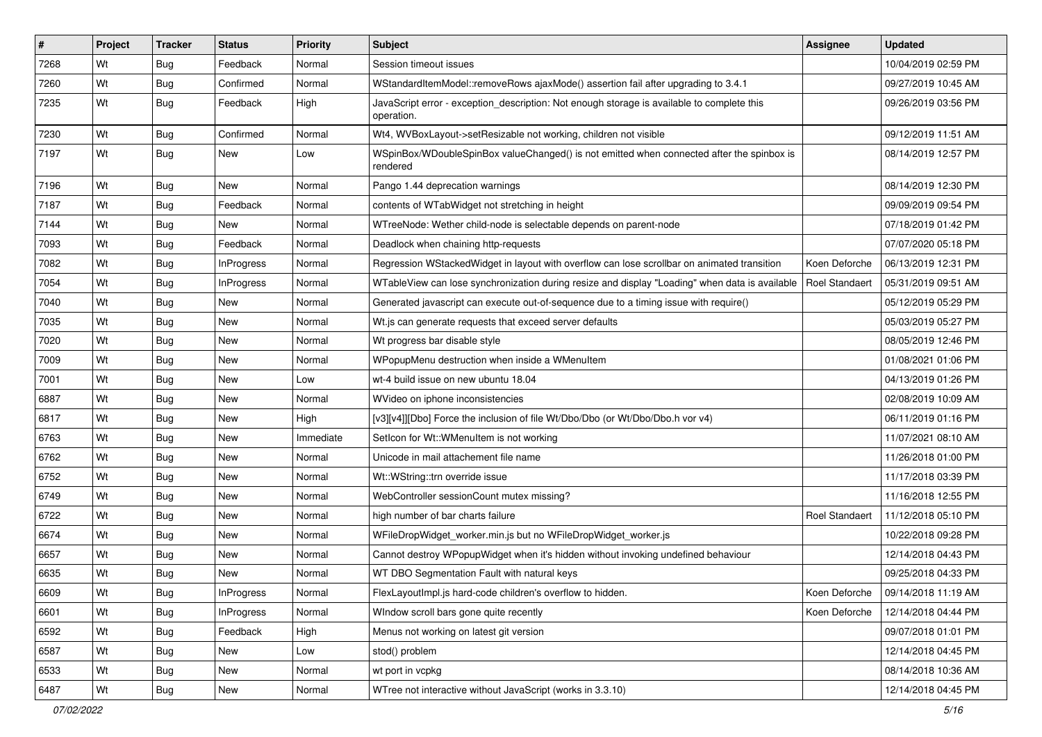| # | Project | Tracker | Status | Priority | Subject | Assignee | Updated |
|---|---|---|---|---|---|---|---|
| 7268 | Wt | Bug | Feedback | Normal | Session timeout issues | | 10/04/2019 02:59 PM |
| 7260 | Wt | Bug | Confirmed | Normal | WStandardItemModel::removeRows ajaxMode() assertion fail after upgrading to 3.4.1 | | 09/27/2019 10:45 AM |
| 7235 | Wt | Bug | Feedback | High | JavaScript error - exception_description: Not enough storage is available to complete this operation. | | 09/26/2019 03:56 PM |
| 7230 | Wt | Bug | Confirmed | Normal | Wt4, WVBoxLayout->setResizable not working, children not visible | | 09/12/2019 11:51 AM |
| 7197 | Wt | Bug | New | Low | WSpinBox/WDoubleSpinBox valueChanged() is not emitted when connected after the spinbox is rendered | | 08/14/2019 12:57 PM |
| 7196 | Wt | Bug | New | Normal | Pango 1.44 deprecation warnings | | 08/14/2019 12:30 PM |
| 7187 | Wt | Bug | Feedback | Normal | contents of WTabWidget not stretching in height | | 09/09/2019 09:54 PM |
| 7144 | Wt | Bug | New | Normal | WTreeNode: Wether child-node is selectable depends on parent-node | | 07/18/2019 01:42 PM |
| 7093 | Wt | Bug | Feedback | Normal | Deadlock when chaining http-requests | | 07/07/2020 05:18 PM |
| 7082 | Wt | Bug | InProgress | Normal | Regression WStackedWidget in layout with overflow can lose scrollbar on animated transition | Koen Deforche | 06/13/2019 12:31 PM |
| 7054 | Wt | Bug | InProgress | Normal | WTableView can lose synchronization during resize and display "Loading" when data is available | Roel Standaert | 05/31/2019 09:51 AM |
| 7040 | Wt | Bug | New | Normal | Generated javascript can execute out-of-sequence due to a timing issue with require() | | 05/12/2019 05:29 PM |
| 7035 | Wt | Bug | New | Normal | Wt.js can generate requests that exceed server defaults | | 05/03/2019 05:27 PM |
| 7020 | Wt | Bug | New | Normal | Wt progress bar disable style | | 08/05/2019 12:46 PM |
| 7009 | Wt | Bug | New | Normal | WPopupMenu destruction when inside a WMenuItem | | 01/08/2021 01:06 PM |
| 7001 | Wt | Bug | New | Low | wt-4 build issue on new ubuntu 18.04 | | 04/13/2019 01:26 PM |
| 6887 | Wt | Bug | New | Normal | WVideo on iphone inconsistencies | | 02/08/2019 10:09 AM |
| 6817 | Wt | Bug | New | High | [v3][v4]][Dbo] Force the inclusion of file Wt/Dbo/Dbo (or Wt/Dbo/Dbo.h vor v4) | | 06/11/2019 01:16 PM |
| 6763 | Wt | Bug | New | Immediate | SetIcon for Wt::WMenuItem is not working | | 11/07/2021 08:10 AM |
| 6762 | Wt | Bug | New | Normal | Unicode in mail attachement file name | | 11/26/2018 01:00 PM |
| 6752 | Wt | Bug | New | Normal | Wt::WString::trn override issue | | 11/17/2018 03:39 PM |
| 6749 | Wt | Bug | New | Normal | WebController sessionCount mutex missing? | | 11/16/2018 12:55 PM |
| 6722 | Wt | Bug | New | Normal | high number of bar charts failure | Roel Standaert | 11/12/2018 05:10 PM |
| 6674 | Wt | Bug | New | Normal | WFileDropWidget_worker.min.js but no WFileDropWidget_worker.js | | 10/22/2018 09:28 PM |
| 6657 | Wt | Bug | New | Normal | Cannot destroy WPopupWidget when it's hidden without invoking undefined behaviour | | 12/14/2018 04:43 PM |
| 6635 | Wt | Bug | New | Normal | WT DBO Segmentation Fault with natural keys | | 09/25/2018 04:33 PM |
| 6609 | Wt | Bug | InProgress | Normal | FlexLayoutImpl.js hard-code children's overflow to hidden. | Koen Deforche | 09/14/2018 11:19 AM |
| 6601 | Wt | Bug | InProgress | Normal | WIndow scroll bars gone quite recently | Koen Deforche | 12/14/2018 04:44 PM |
| 6592 | Wt | Bug | Feedback | High | Menus not working on latest git version | | 09/07/2018 01:01 PM |
| 6587 | Wt | Bug | New | Low | stod() problem | | 12/14/2018 04:45 PM |
| 6533 | Wt | Bug | New | Normal | wt port in vcpkg | | 08/14/2018 10:36 AM |
| 6487 | Wt | Bug | New | Normal | WTree not interactive without JavaScript (works in 3.3.10) | | 12/14/2018 04:45 PM |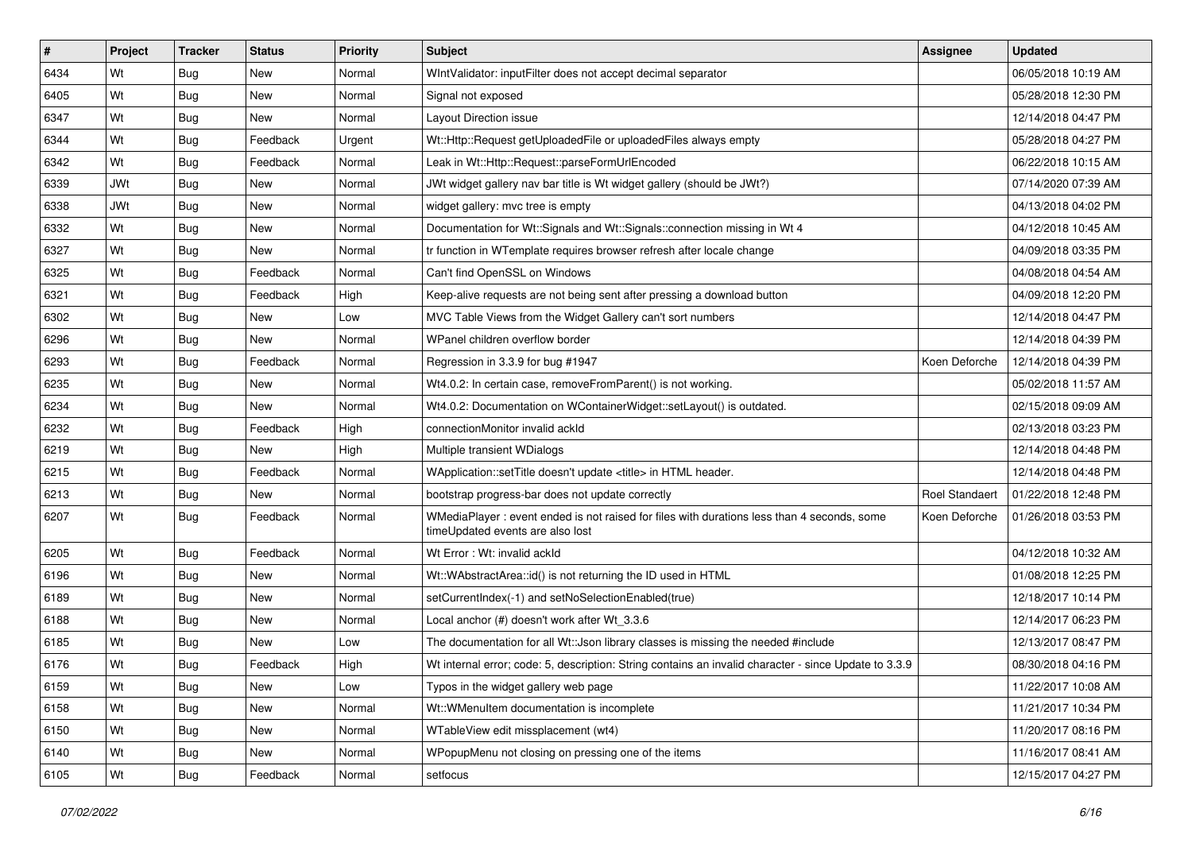| # | Project | Tracker | Status | Priority | Subject | Assignee | Updated |
|---|---|---|---|---|---|---|---|
| 6434 | Wt | Bug | New | Normal | WIntValidator: inputFilter does not accept decimal separator | | 06/05/2018 10:19 AM |
| 6405 | Wt | Bug | New | Normal | Signal not exposed | | 05/28/2018 12:30 PM |
| 6347 | Wt | Bug | New | Normal | Layout Direction issue | | 12/14/2018 04:47 PM |
| 6344 | Wt | Bug | Feedback | Urgent | Wt::Http::Request getUploadedFile or uploadedFiles always empty | | 05/28/2018 04:27 PM |
| 6342 | Wt | Bug | Feedback | Normal | Leak in Wt::Http::Request::parseFormUrlEncoded | | 06/22/2018 10:15 AM |
| 6339 | JWt | Bug | New | Normal | JWt widget gallery nav bar title is Wt widget gallery (should be JWt?) | | 07/14/2020 07:39 AM |
| 6338 | JWt | Bug | New | Normal | widget gallery: mvc tree is empty | | 04/13/2018 04:02 PM |
| 6332 | Wt | Bug | New | Normal | Documentation for Wt::Signals and Wt::Signals::connection missing in Wt 4 | | 04/12/2018 10:45 AM |
| 6327 | Wt | Bug | New | Normal | tr function in WTemplate requires browser refresh after locale change | | 04/09/2018 03:35 PM |
| 6325 | Wt | Bug | Feedback | Normal | Can't find OpenSSL on Windows | | 04/08/2018 04:54 AM |
| 6321 | Wt | Bug | Feedback | High | Keep-alive requests are not being sent after pressing a download button | | 04/09/2018 12:20 PM |
| 6302 | Wt | Bug | New | Low | MVC Table Views from the Widget Gallery can't sort numbers | | 12/14/2018 04:47 PM |
| 6296 | Wt | Bug | New | Normal | WPanel children overflow border | | 12/14/2018 04:39 PM |
| 6293 | Wt | Bug | Feedback | Normal | Regression in 3.3.9 for bug #1947 | Koen Deforche | 12/14/2018 04:39 PM |
| 6235 | Wt | Bug | New | Normal | Wt4.0.2: In certain case, removeFromParent() is not working. | | 05/02/2018 11:57 AM |
| 6234 | Wt | Bug | New | Normal | Wt4.0.2: Documentation on WContainerWidget::setLayout() is outdated. | | 02/15/2018 09:09 AM |
| 6232 | Wt | Bug | Feedback | High | connectionMonitor invalid ackId | | 02/13/2018 03:23 PM |
| 6219 | Wt | Bug | New | High | Multiple transient WDialogs | | 12/14/2018 04:48 PM |
| 6215 | Wt | Bug | Feedback | Normal | WApplication::setTitle doesn't update <title> in HTML header. | | 12/14/2018 04:48 PM |
| 6213 | Wt | Bug | New | Normal | bootstrap progress-bar does not update correctly | Roel Standaert | 01/22/2018 12:48 PM |
| 6207 | Wt | Bug | Feedback | Normal | WMediaPlayer : event ended is not raised for files with durations less than 4 seconds, some timeUpdated events are also lost | Koen Deforche | 01/26/2018 03:53 PM |
| 6205 | Wt | Bug | Feedback | Normal | Wt Error : Wt: invalid ackId | | 04/12/2018 10:32 AM |
| 6196 | Wt | Bug | New | Normal | Wt::WAbstractArea::id() is not returning the ID used in HTML | | 01/08/2018 12:25 PM |
| 6189 | Wt | Bug | New | Normal | setCurrentIndex(-1) and setNoSelectionEnabled(true) | | 12/18/2017 10:14 PM |
| 6188 | Wt | Bug | New | Normal | Local anchor (#) doesn't work after Wt_3.3.6 | | 12/14/2017 06:23 PM |
| 6185 | Wt | Bug | New | Low | The documentation for all Wt::Json library classes is missing the needed #include | | 12/13/2017 08:47 PM |
| 6176 | Wt | Bug | Feedback | High | Wt internal error; code: 5, description: String contains an invalid character - since Update to 3.3.9 | | 08/30/2018 04:16 PM |
| 6159 | Wt | Bug | New | Low | Typos in the widget gallery web page | | 11/22/2017 10:08 AM |
| 6158 | Wt | Bug | New | Normal | Wt::WMenuItem documentation is incomplete | | 11/21/2017 10:34 PM |
| 6150 | Wt | Bug | New | Normal | WTableView edit missplacement (wt4) | | 11/20/2017 08:16 PM |
| 6140 | Wt | Bug | New | Normal | WPopupMenu not closing on pressing one of the items | | 11/16/2017 08:41 AM |
| 6105 | Wt | Bug | Feedback | Normal | setfocus | | 12/15/2017 04:27 PM |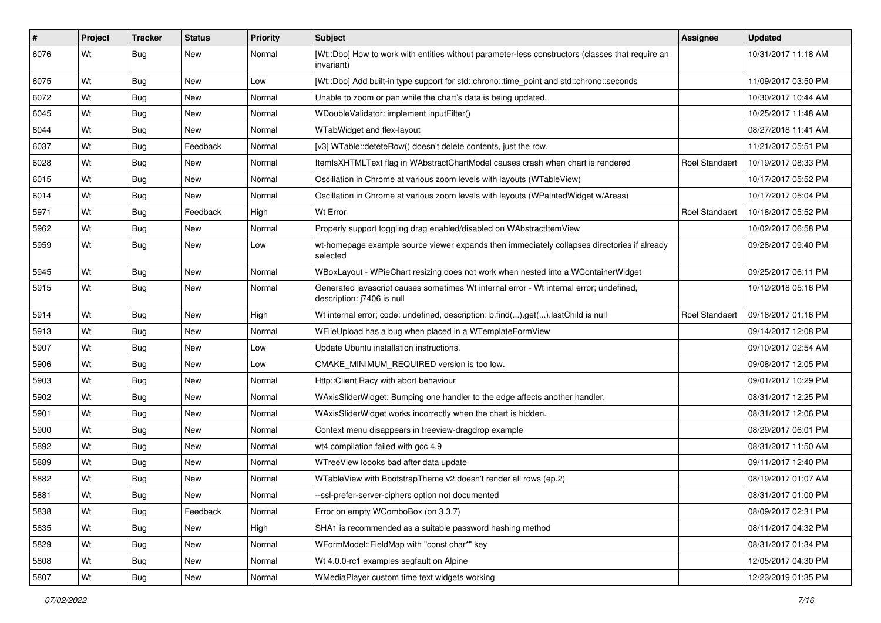| # | Project | Tracker | Status | Priority | Subject | Assignee | Updated |
|---|---|---|---|---|---|---|---|
| 6076 | Wt | Bug | New | Normal | [Wt::Dbo] How to work with entities without parameter-less constructors (classes that require an invariant) | | 10/31/2017 11:18 AM |
| 6075 | Wt | Bug | New | Low | [Wt::Dbo] Add built-in type support for std::chrono::time_point and std::chrono::seconds | | 11/09/2017 03:50 PM |
| 6072 | Wt | Bug | New | Normal | Unable to zoom or pan while the chart's data is being updated. | | 10/30/2017 10:44 AM |
| 6045 | Wt | Bug | New | Normal | WDoubleValidator: implement inputFilter() | | 10/25/2017 11:48 AM |
| 6044 | Wt | Bug | New | Normal | WTabWidget and flex-layout | | 08/27/2018 11:41 AM |
| 6037 | Wt | Bug | Feedback | Normal | [v3] WTable::deteteRow() doesn't delete contents, just the row. | | 11/21/2017 05:51 PM |
| 6028 | Wt | Bug | New | Normal | ItemIsXHTMLText flag in WAbstractChartModel causes crash when chart is rendered | Roel Standaert | 10/19/2017 08:33 PM |
| 6015 | Wt | Bug | New | Normal | Oscillation in Chrome at various zoom levels with layouts (WTableView) | | 10/17/2017 05:52 PM |
| 6014 | Wt | Bug | New | Normal | Oscillation in Chrome at various zoom levels with layouts (WPaintedWidget w/Areas) | | 10/17/2017 05:04 PM |
| 5971 | Wt | Bug | Feedback | High | Wt Error | Roel Standaert | 10/18/2017 05:52 PM |
| 5962 | Wt | Bug | New | Normal | Properly support toggling drag enabled/disabled on WAbstractItemView | | 10/02/2017 06:58 PM |
| 5959 | Wt | Bug | New | Low | wt-homepage example source viewer expands then immediately collapses directories if already selected | | 09/28/2017 09:40 PM |
| 5945 | Wt | Bug | New | Normal | WBoxLayout - WPieChart resizing does not work when nested into a WContainerWidget | | 09/25/2017 06:11 PM |
| 5915 | Wt | Bug | New | Normal | Generated javascript causes sometimes Wt internal error - Wt internal error; undefined, description: j7406 is null | | 10/12/2018 05:16 PM |
| 5914 | Wt | Bug | New | High | Wt internal error; code: undefined, description: b.find(...).get(...).lastChild is null | Roel Standaert | 09/18/2017 01:16 PM |
| 5913 | Wt | Bug | New | Normal | WFileUpload has a bug when placed in a WTemplateFormView | | 09/14/2017 12:08 PM |
| 5907 | Wt | Bug | New | Low | Update Ubuntu installation instructions. | | 09/10/2017 02:54 AM |
| 5906 | Wt | Bug | New | Low | CMAKE_MINIMUM_REQUIRED version is too low. | | 09/08/2017 12:05 PM |
| 5903 | Wt | Bug | New | Normal | Http::Client Racy with abort behaviour | | 09/01/2017 10:29 PM |
| 5902 | Wt | Bug | New | Normal | WAxisSliderWidget: Bumping one handler to the edge affects another handler. | | 08/31/2017 12:25 PM |
| 5901 | Wt | Bug | New | Normal | WAxisSliderWidget works incorrectly when the chart is hidden. | | 08/31/2017 12:06 PM |
| 5900 | Wt | Bug | New | Normal | Context menu disappears in treeview-dragdrop example | | 08/29/2017 06:01 PM |
| 5892 | Wt | Bug | New | Normal | wt4 compilation failed with gcc 4.9 | | 08/31/2017 11:50 AM |
| 5889 | Wt | Bug | New | Normal | WTreeView loooks bad after data update | | 09/11/2017 12:40 PM |
| 5882 | Wt | Bug | New | Normal | WTableView with BootstrapTheme v2 doesn't render all rows (ep.2) | | 08/19/2017 01:07 AM |
| 5881 | Wt | Bug | New | Normal | --ssl-prefer-server-ciphers option not documented | | 08/31/2017 01:00 PM |
| 5838 | Wt | Bug | Feedback | Normal | Error on empty WComboBox (on 3.3.7) | | 08/09/2017 02:31 PM |
| 5835 | Wt | Bug | New | High | SHA1 is recommended as a suitable password hashing method | | 08/11/2017 04:32 PM |
| 5829 | Wt | Bug | New | Normal | WFormModel::FieldMap with "const char*" key | | 08/31/2017 01:34 PM |
| 5808 | Wt | Bug | New | Normal | Wt 4.0.0-rc1 examples segfault on Alpine | | 12/05/2017 04:30 PM |
| 5807 | Wt | Bug | New | Normal | WMediaPlayer custom time text widgets working | | 12/23/2019 01:35 PM |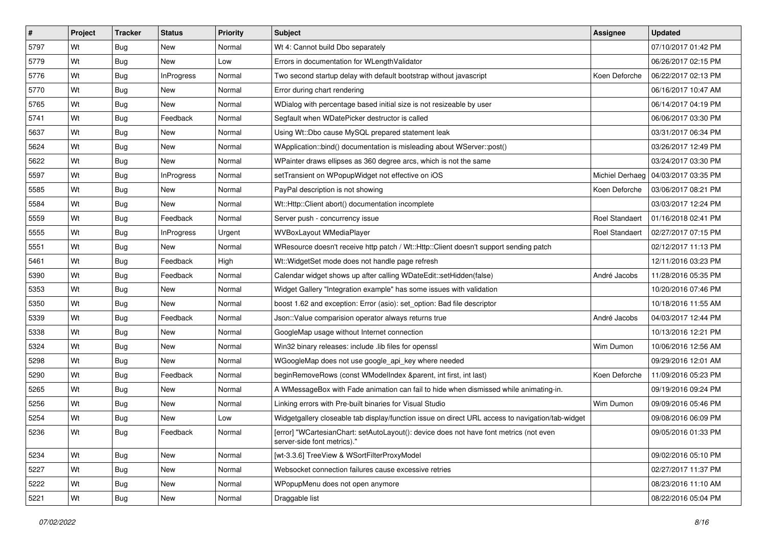| # | Project | Tracker | Status | Priority | Subject | Assignee | Updated |
|---|---|---|---|---|---|---|---|
| 5797 | Wt | Bug | New | Normal | Wt 4: Cannot build Dbo separately | | 07/10/2017 01:42 PM |
| 5779 | Wt | Bug | New | Low | Errors in documentation for WLengthValidator | | 06/26/2017 02:15 PM |
| 5776 | Wt | Bug | InProgress | Normal | Two second startup delay with default bootstrap without javascript | Koen Deforche | 06/22/2017 02:13 PM |
| 5770 | Wt | Bug | New | Normal | Error during chart rendering | | 06/16/2017 10:47 AM |
| 5765 | Wt | Bug | New | Normal | WDialog with percentage based initial size is not resizeable by user | | 06/14/2017 04:19 PM |
| 5741 | Wt | Bug | Feedback | Normal | Segfault when WDatePicker destructor is called | | 06/06/2017 03:30 PM |
| 5637 | Wt | Bug | New | Normal | Using Wt::Dbo cause MySQL prepared statement leak | | 03/31/2017 06:34 PM |
| 5624 | Wt | Bug | New | Normal | WApplication::bind() documentation is misleading about WServer::post() | | 03/26/2017 12:49 PM |
| 5622 | Wt | Bug | New | Normal | WPainter draws ellipses as 360 degree arcs, which is not the same | | 03/24/2017 03:30 PM |
| 5597 | Wt | Bug | InProgress | Normal | setTransient on WPopupWidget not effective on iOS | Michiel Derhaeg | 04/03/2017 03:35 PM |
| 5585 | Wt | Bug | New | Normal | PayPal description is not showing | Koen Deforche | 03/06/2017 08:21 PM |
| 5584 | Wt | Bug | New | Normal | Wt::Http::Client abort() documentation incomplete | | 03/03/2017 12:24 PM |
| 5559 | Wt | Bug | Feedback | Normal | Server push - concurrency issue | Roel Standaert | 01/16/2018 02:41 PM |
| 5555 | Wt | Bug | InProgress | Urgent | WVBoxLayout WMediaPlayer | Roel Standaert | 02/27/2017 07:15 PM |
| 5551 | Wt | Bug | New | Normal | WResource doesn't receive http patch / Wt::Http::Client doesn't support sending patch | | 02/12/2017 11:13 PM |
| 5461 | Wt | Bug | Feedback | High | Wt::WidgetSet mode does not handle page refresh | | 12/11/2016 03:23 PM |
| 5390 | Wt | Bug | Feedback | Normal | Calendar widget shows up after calling WDateEdit::setHidden(false) | André Jacobs | 11/28/2016 05:35 PM |
| 5353 | Wt | Bug | New | Normal | Widget Gallery "Integration example" has some issues with validation | | 10/20/2016 07:46 PM |
| 5350 | Wt | Bug | New | Normal | boost 1.62 and exception: Error (asio): set_option: Bad file descriptor | | 10/18/2016 11:55 AM |
| 5339 | Wt | Bug | Feedback | Normal | Json::Value comparision operator always returns true | André Jacobs | 04/03/2017 12:44 PM |
| 5338 | Wt | Bug | New | Normal | GoogleMap usage without Internet connection | | 10/13/2016 12:21 PM |
| 5324 | Wt | Bug | New | Normal | Win32 binary releases: include .lib files for openssl | Wim Dumon | 10/06/2016 12:56 AM |
| 5298 | Wt | Bug | New | Normal | WGoogleMap does not use google_api_key where needed | | 09/29/2016 12:01 AM |
| 5290 | Wt | Bug | Feedback | Normal | beginRemoveRows (const WModelIndex &parent, int first, int last) | Koen Deforche | 11/09/2016 05:23 PM |
| 5265 | Wt | Bug | New | Normal | A WMessageBox with Fade animation can fail to hide when dismissed while animating-in. | | 09/19/2016 09:24 PM |
| 5256 | Wt | Bug | New | Normal | Linking errors with Pre-built binaries for Visual Studio | Wim Dumon | 09/09/2016 05:46 PM |
| 5254 | Wt | Bug | New | Low | Widgetgallery closeable tab display/function issue on direct URL access to navigation/tab-widget | | 09/08/2016 06:09 PM |
| 5236 | Wt | Bug | Feedback | Normal | [error] "WCartesianChart: setAutoLayout(): device does not have font metrics (not even server-side font metrics)." | | 09/05/2016 01:33 PM |
| 5234 | Wt | Bug | New | Normal | [wt-3.3.6] TreeView & WSortFilterProxyModel | | 09/02/2016 05:10 PM |
| 5227 | Wt | Bug | New | Normal | Websocket connection failures cause excessive retries | | 02/27/2017 11:37 PM |
| 5222 | Wt | Bug | New | Normal | WPopupMenu does not open anymore | | 08/23/2016 11:10 AM |
| 5221 | Wt | Bug | New | Normal | Draggable list | | 08/22/2016 05:04 PM |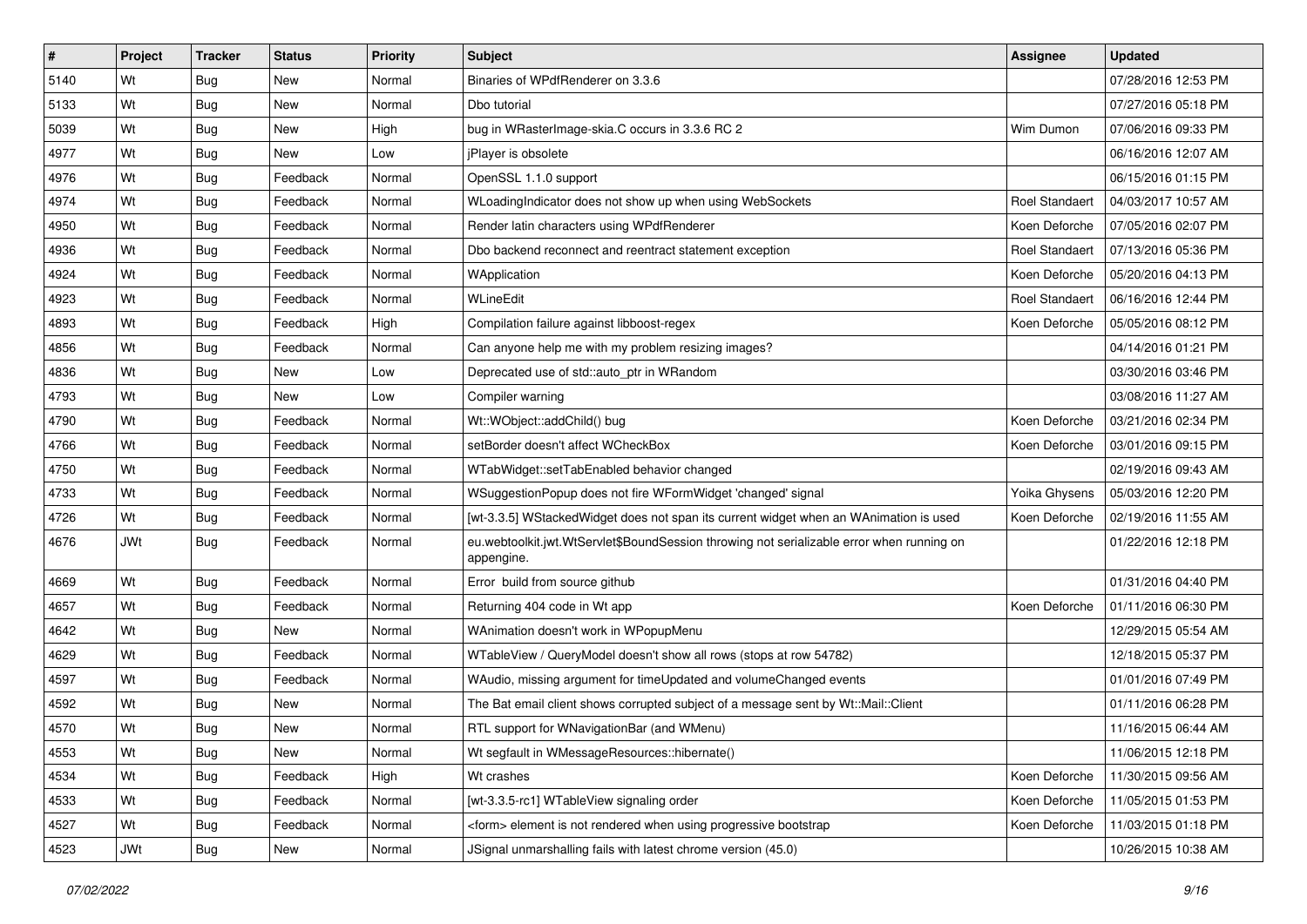| # | Project | Tracker | Status | Priority | Subject | Assignee | Updated |
|---|---|---|---|---|---|---|---|
| 5140 | Wt | Bug | New | Normal | Binaries of WPdfRenderer on 3.3.6 | | 07/28/2016 12:53 PM |
| 5133 | Wt | Bug | New | Normal | Dbo tutorial | | 07/27/2016 05:18 PM |
| 5039 | Wt | Bug | New | High | bug in WRasterImage-skia.C occurs in 3.3.6 RC 2 | Wim Dumon | 07/06/2016 09:33 PM |
| 4977 | Wt | Bug | New | Low | jPlayer is obsolete | | 06/16/2016 12:07 AM |
| 4976 | Wt | Bug | Feedback | Normal | OpenSSL 1.1.0 support | | 06/15/2016 01:15 PM |
| 4974 | Wt | Bug | Feedback | Normal | WLoadingIndicator does not show up when using WebSockets | Roel Standaert | 04/03/2017 10:57 AM |
| 4950 | Wt | Bug | Feedback | Normal | Render latin characters using WPdfRenderer | Koen Deforche | 07/05/2016 02:07 PM |
| 4936 | Wt | Bug | Feedback | Normal | Dbo backend reconnect and reentract statement exception | Roel Standaert | 07/13/2016 05:36 PM |
| 4924 | Wt | Bug | Feedback | Normal | WApplication | Koen Deforche | 05/20/2016 04:13 PM |
| 4923 | Wt | Bug | Feedback | Normal | WLineEdit | Roel Standaert | 06/16/2016 12:44 PM |
| 4893 | Wt | Bug | Feedback | High | Compilation failure against libboost-regex | Koen Deforche | 05/05/2016 08:12 PM |
| 4856 | Wt | Bug | Feedback | Normal | Can anyone help me with my problem resizing images? | | 04/14/2016 01:21 PM |
| 4836 | Wt | Bug | New | Low | Deprecated use of std::auto_ptr in WRandom | | 03/30/2016 03:46 PM |
| 4793 | Wt | Bug | New | Low | Compiler warning | | 03/08/2016 11:27 AM |
| 4790 | Wt | Bug | Feedback | Normal | Wt::WObject::addChild() bug | Koen Deforche | 03/21/2016 02:34 PM |
| 4766 | Wt | Bug | Feedback | Normal | setBorder doesn't affect WCheckBox | Koen Deforche | 03/01/2016 09:15 PM |
| 4750 | Wt | Bug | Feedback | Normal | WTabWidget::setTabEnabled behavior changed | | 02/19/2016 09:43 AM |
| 4733 | Wt | Bug | Feedback | Normal | WSuggestionPopup does not fire WFormWidget 'changed' signal | Yoika Ghysens | 05/03/2016 12:20 PM |
| 4726 | Wt | Bug | Feedback | Normal | [wt-3.3.5] WStackedWidget does not span its current widget when an WAnimation is used | Koen Deforche | 02/19/2016 11:55 AM |
| 4676 | JWt | Bug | Feedback | Normal | eu.webtoolkit.jwt.WtServlet$BoundSession throwing not serializable error when running on appengine. | | 01/22/2016 12:18 PM |
| 4669 | Wt | Bug | Feedback | Normal | Error build from source github | | 01/31/2016 04:40 PM |
| 4657 | Wt | Bug | Feedback | Normal | Returning 404 code in Wt app | Koen Deforche | 01/11/2016 06:30 PM |
| 4642 | Wt | Bug | New | Normal | WAnimation doesn't work in WPopupMenu | | 12/29/2015 05:54 AM |
| 4629 | Wt | Bug | Feedback | Normal | WTableView / QueryModel doesn't show all rows (stops at row 54782) | | 12/18/2015 05:37 PM |
| 4597 | Wt | Bug | Feedback | Normal | WAudio, missing argument for timeUpdated and volumeChanged events | | 01/01/2016 07:49 PM |
| 4592 | Wt | Bug | New | Normal | The Bat email client shows corrupted subject of a message sent by Wt::Mail::Client | | 01/11/2016 06:28 PM |
| 4570 | Wt | Bug | New | Normal | RTL support for WNavigationBar (and WMenu) | | 11/16/2015 06:44 AM |
| 4553 | Wt | Bug | New | Normal | Wt segfault in WMessageResources::hibernate() | | 11/06/2015 12:18 PM |
| 4534 | Wt | Bug | Feedback | High | Wt crashes | Koen Deforche | 11/30/2015 09:56 AM |
| 4533 | Wt | Bug | Feedback | Normal | [wt-3.3.5-rc1] WTableView signaling order | Koen Deforche | 11/05/2015 01:53 PM |
| 4527 | Wt | Bug | Feedback | Normal | <form> element is not rendered when using progressive bootstrap | Koen Deforche | 11/03/2015 01:18 PM |
| 4523 | JWt | Bug | New | Normal | JSignal unmarshalling fails with latest chrome version (45.0) | | 10/26/2015 10:38 AM |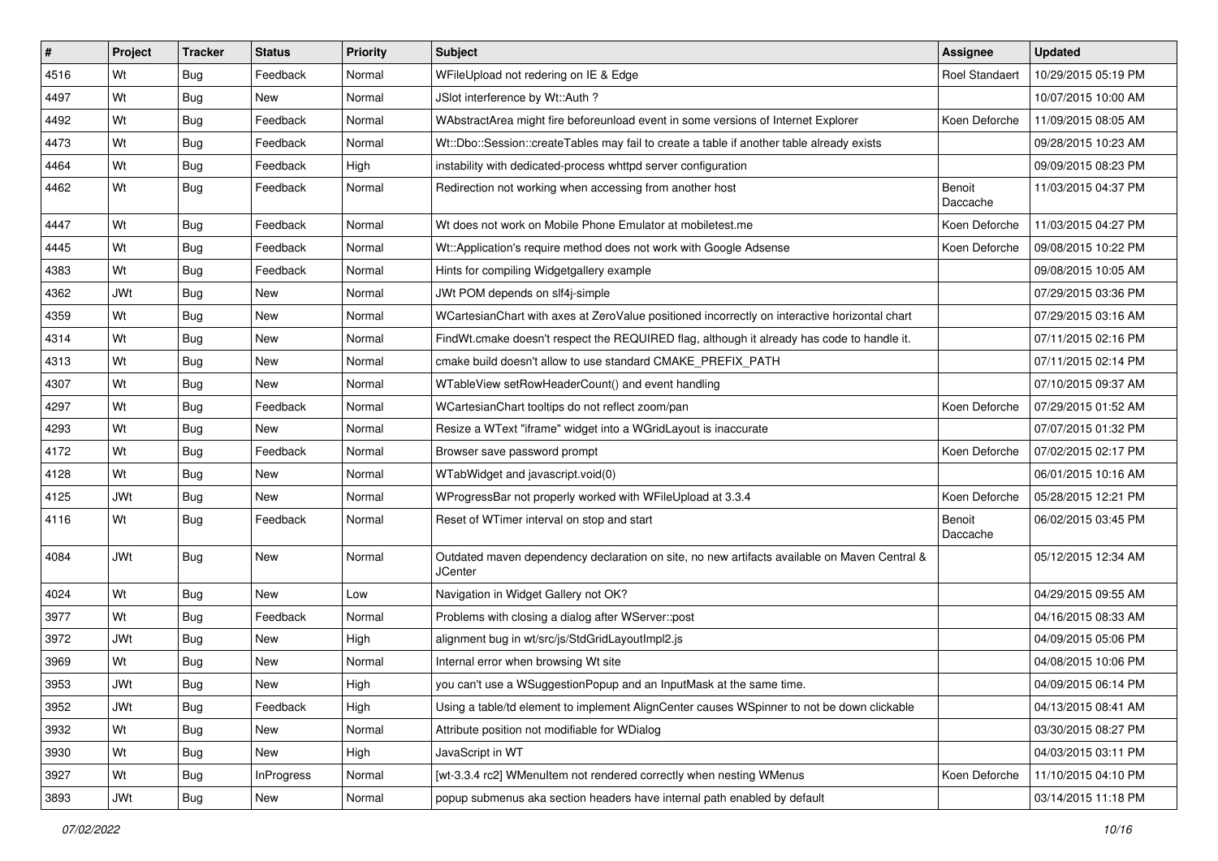| # | Project | Tracker | Status | Priority | Subject | Assignee | Updated |
|---|---|---|---|---|---|---|---|
| 4516 | Wt | Bug | Feedback | Normal | WFileUpload not redering on IE & Edge | Roel Standaert | 10/29/2015 05:19 PM |
| 4497 | Wt | Bug | New | Normal | JSlot interference by Wt::Auth ? | | 10/07/2015 10:00 AM |
| 4492 | Wt | Bug | Feedback | Normal | WAbstractArea might fire beforeunload event in some versions of Internet Explorer | Koen Deforche | 11/09/2015 08:05 AM |
| 4473 | Wt | Bug | Feedback | Normal | Wt::Dbo::Session::createTables may fail to create a table if another table already exists | | 09/28/2015 10:23 AM |
| 4464 | Wt | Bug | Feedback | High | instability with dedicated-process whttpd server configuration | | 09/09/2015 08:23 PM |
| 4462 | Wt | Bug | Feedback | Normal | Redirection not working when accessing from another host | Benoit Daccache | 11/03/2015 04:37 PM |
| 4447 | Wt | Bug | Feedback | Normal | Wt does not work on Mobile Phone Emulator at mobiletest.me | Koen Deforche | 11/03/2015 04:27 PM |
| 4445 | Wt | Bug | Feedback | Normal | Wt::Application's require method does not work with Google Adsense | Koen Deforche | 09/08/2015 10:22 PM |
| 4383 | Wt | Bug | Feedback | Normal | Hints for compiling Widgetgallery example | | 09/08/2015 10:05 AM |
| 4362 | JWt | Bug | New | Normal | JWt POM depends on slf4j-simple | | 07/29/2015 03:36 PM |
| 4359 | Wt | Bug | New | Normal | WCartesianChart with axes at ZeroValue positioned incorrectly on interactive horizontal chart | | 07/29/2015 03:16 AM |
| 4314 | Wt | Bug | New | Normal | FindWt.cmake doesn't respect the REQUIRED flag, although it already has code to handle it. | | 07/11/2015 02:16 PM |
| 4313 | Wt | Bug | New | Normal | cmake build doesn't allow to use standard CMAKE_PREFIX_PATH | | 07/11/2015 02:14 PM |
| 4307 | Wt | Bug | New | Normal | WTableView setRowHeaderCount() and event handling | | 07/10/2015 09:37 AM |
| 4297 | Wt | Bug | Feedback | Normal | WCartesianChart tooltips do not reflect zoom/pan | Koen Deforche | 07/29/2015 01:52 AM |
| 4293 | Wt | Bug | New | Normal | Resize a WText "iframe" widget into a WGridLayout is inaccurate | | 07/07/2015 01:32 PM |
| 4172 | Wt | Bug | Feedback | Normal | Browser save password prompt | Koen Deforche | 07/02/2015 02:17 PM |
| 4128 | Wt | Bug | New | Normal | WTabWidget and javascript.void(0) | | 06/01/2015 10:16 AM |
| 4125 | JWt | Bug | New | Normal | WProgressBar not properly worked with WFileUpload at 3.3.4 | Koen Deforche | 05/28/2015 12:21 PM |
| 4116 | Wt | Bug | Feedback | Normal | Reset of WTimer interval on stop and start | Benoit Daccache | 06/02/2015 03:45 PM |
| 4084 | JWt | Bug | New | Normal | Outdated maven dependency declaration on site, no new artifacts available on Maven Central & JCenter | | 05/12/2015 12:34 AM |
| 4024 | Wt | Bug | New | Low | Navigation in Widget Gallery not OK? | | 04/29/2015 09:55 AM |
| 3977 | Wt | Bug | Feedback | Normal | Problems with closing a dialog after WServer::post | | 04/16/2015 08:33 AM |
| 3972 | JWt | Bug | New | High | alignment bug in wt/src/js/StdGridLayoutImpl2.js | | 04/09/2015 05:06 PM |
| 3969 | Wt | Bug | New | Normal | Internal error when browsing Wt site | | 04/08/2015 10:06 PM |
| 3953 | JWt | Bug | New | High | you can't use a WSuggestionPopup and an InputMask at the same time. | | 04/09/2015 06:14 PM |
| 3952 | JWt | Bug | Feedback | High | Using a table/td element to implement AlignCenter causes WSpinner to not be down clickable | | 04/13/2015 08:41 AM |
| 3932 | Wt | Bug | New | Normal | Attribute position not modifiable for WDialog | | 03/30/2015 08:27 PM |
| 3930 | Wt | Bug | New | High | JavaScript in WT | | 04/03/2015 03:11 PM |
| 3927 | Wt | Bug | InProgress | Normal | [wt-3.3.4 rc2] WMenuItem not rendered correctly when nesting WMenus | Koen Deforche | 11/10/2015 04:10 PM |
| 3893 | JWt | Bug | New | Normal | popup submenus aka section headers have internal path enabled by default | | 03/14/2015 11:18 PM |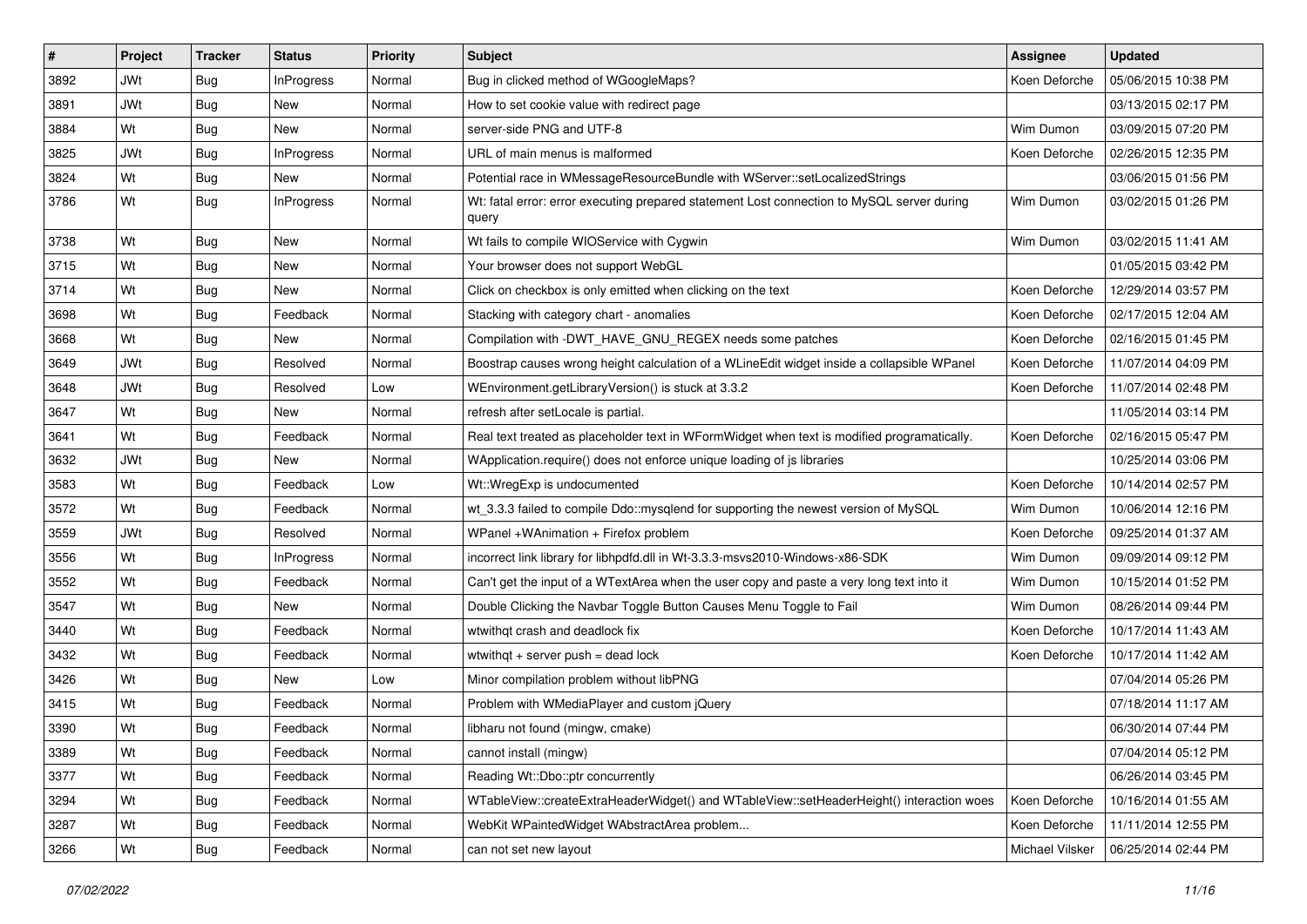| # | Project | Tracker | Status | Priority | Subject | Assignee | Updated |
|---|---|---|---|---|---|---|---|
| 3892 | JWt | Bug | InProgress | Normal | Bug in clicked method of WGoogleMaps? | Koen Deforche | 05/06/2015 10:38 PM |
| 3891 | JWt | Bug | New | Normal | How to set cookie value with redirect page | | 03/13/2015 02:17 PM |
| 3884 | Wt | Bug | New | Normal | server-side PNG and UTF-8 | Wim Dumon | 03/09/2015 07:20 PM |
| 3825 | JWt | Bug | InProgress | Normal | URL of main menus is malformed | Koen Deforche | 02/26/2015 12:35 PM |
| 3824 | Wt | Bug | New | Normal | Potential race in WMessageResourceBundle with WServer::setLocalizedStrings | | 03/06/2015 01:56 PM |
| 3786 | Wt | Bug | InProgress | Normal | Wt: fatal error: error executing prepared statement Lost connection to MySQL server during query | Wim Dumon | 03/02/2015 01:26 PM |
| 3738 | Wt | Bug | New | Normal | Wt fails to compile WIOService with Cygwin | Wim Dumon | 03/02/2015 11:41 AM |
| 3715 | Wt | Bug | New | Normal | Your browser does not support WebGL | | 01/05/2015 03:42 PM |
| 3714 | Wt | Bug | New | Normal | Click on checkbox is only emitted when clicking on the text | Koen Deforche | 12/29/2014 03:57 PM |
| 3698 | Wt | Bug | Feedback | Normal | Stacking with category chart - anomalies | Koen Deforche | 02/17/2015 12:04 AM |
| 3668 | Wt | Bug | New | Normal | Compilation with -DWT_HAVE_GNU_REGEX needs some patches | Koen Deforche | 02/16/2015 01:45 PM |
| 3649 | JWt | Bug | Resolved | Normal | Boostrap causes wrong height calculation of a WLineEdit widget inside a collapsible WPanel | Koen Deforche | 11/07/2014 04:09 PM |
| 3648 | JWt | Bug | Resolved | Low | WEnvironment.getLibraryVersion() is stuck at 3.3.2 | Koen Deforche | 11/07/2014 02:48 PM |
| 3647 | Wt | Bug | New | Normal | refresh after setLocale is partial. | | 11/05/2014 03:14 PM |
| 3641 | Wt | Bug | Feedback | Normal | Real text treated as placeholder text in WFormWidget when text is modified programatically. | Koen Deforche | 02/16/2015 05:47 PM |
| 3632 | JWt | Bug | New | Normal | WApplication.require() does not enforce unique loading of js libraries | | 10/25/2014 03:06 PM |
| 3583 | Wt | Bug | Feedback | Low | Wt::WregExp is undocumented | Koen Deforche | 10/14/2014 02:57 PM |
| 3572 | Wt | Bug | Feedback | Normal | wt_3.3.3 failed to compile Ddo::mysqlend for supporting the newest version of MySQL | Wim Dumon | 10/06/2014 12:16 PM |
| 3559 | JWt | Bug | Resolved | Normal | WPanel +WAnimation + Firefox problem | Koen Deforche | 09/25/2014 01:37 AM |
| 3556 | Wt | Bug | InProgress | Normal | incorrect link library for libhpdfd.dll in Wt-3.3.3-msvs2010-Windows-x86-SDK | Wim Dumon | 09/09/2014 09:12 PM |
| 3552 | Wt | Bug | Feedback | Normal | Can't get the input of a WTextArea when the user copy and paste a very long text into it | Wim Dumon | 10/15/2014 01:52 PM |
| 3547 | Wt | Bug | New | Normal | Double Clicking the Navbar Toggle Button Causes Menu Toggle to Fail | Wim Dumon | 08/26/2014 09:44 PM |
| 3440 | Wt | Bug | Feedback | Normal | wtwithqt crash and deadlock fix | Koen Deforche | 10/17/2014 11:43 AM |
| 3432 | Wt | Bug | Feedback | Normal | wtwithqt + server push = dead lock | Koen Deforche | 10/17/2014 11:42 AM |
| 3426 | Wt | Bug | New | Low | Minor compilation problem without libPNG | | 07/04/2014 05:26 PM |
| 3415 | Wt | Bug | Feedback | Normal | Problem with WMediaPlayer and custom jQuery | | 07/18/2014 11:17 AM |
| 3390 | Wt | Bug | Feedback | Normal | libharu not found (mingw, cmake) | | 06/30/2014 07:44 PM |
| 3389 | Wt | Bug | Feedback | Normal | cannot install (mingw) | | 07/04/2014 05:12 PM |
| 3377 | Wt | Bug | Feedback | Normal | Reading Wt::Dbo::ptr concurrently | | 06/26/2014 03:45 PM |
| 3294 | Wt | Bug | Feedback | Normal | WTableView::createExtraHeaderWidget() and WTableView::setHeaderHeight() interaction woes | Koen Deforche | 10/16/2014 01:55 AM |
| 3287 | Wt | Bug | Feedback | Normal | WebKit WPaintedWidget WAbstractArea problem... | Koen Deforche | 11/11/2014 12:55 PM |
| 3266 | Wt | Bug | Feedback | Normal | can not set new layout | Michael Vilsker | 06/25/2014 02:44 PM |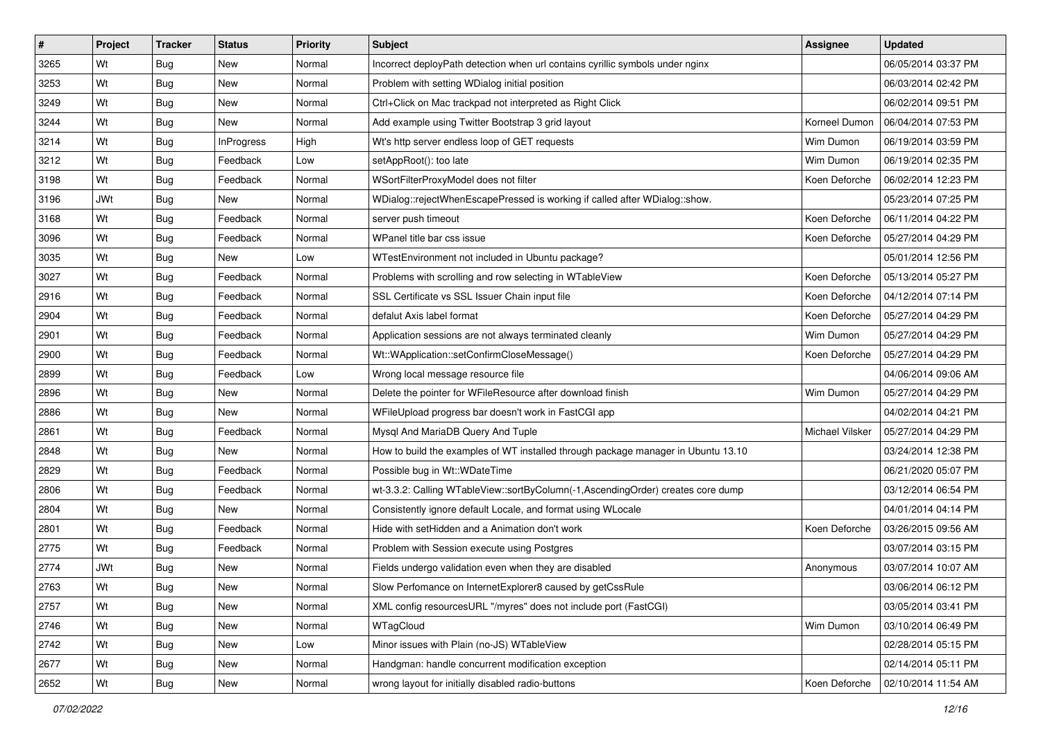| # | Project | Tracker | Status | Priority | Subject | Assignee | Updated |
|---|---|---|---|---|---|---|---|
| 3265 | Wt | Bug | New | Normal | Incorrect deployPath detection when url contains cyrillic symbols under nginx | | 06/05/2014 03:37 PM |
| 3253 | Wt | Bug | New | Normal | Problem with setting WDialog initial position | | 06/03/2014 02:42 PM |
| 3249 | Wt | Bug | New | Normal | Ctrl+Click on Mac trackpad not interpreted as Right Click | | 06/02/2014 09:51 PM |
| 3244 | Wt | Bug | New | Normal | Add example using Twitter Bootstrap 3 grid layout | Korneel Dumon | 06/04/2014 07:53 PM |
| 3214 | Wt | Bug | InProgress | High | Wt's http server endless loop of GET requests | Wim Dumon | 06/19/2014 03:59 PM |
| 3212 | Wt | Bug | Feedback | Low | setAppRoot(): too late | Wim Dumon | 06/19/2014 02:35 PM |
| 3198 | Wt | Bug | Feedback | Normal | WSortFilterProxyModel does not filter | Koen Deforche | 06/02/2014 12:23 PM |
| 3196 | JWt | Bug | New | Normal | WDialog::rejectWhenEscapePressed is working if called after WDialog::show. | | 05/23/2014 07:25 PM |
| 3168 | Wt | Bug | Feedback | Normal | server push timeout | Koen Deforche | 06/11/2014 04:22 PM |
| 3096 | Wt | Bug | Feedback | Normal | WPanel title bar css issue | Koen Deforche | 05/27/2014 04:29 PM |
| 3035 | Wt | Bug | New | Low | WTestEnvironment not included in Ubuntu package? | | 05/01/2014 12:56 PM |
| 3027 | Wt | Bug | Feedback | Normal | Problems with scrolling and row selecting in WTableView | Koen Deforche | 05/13/2014 05:27 PM |
| 2916 | Wt | Bug | Feedback | Normal | SSL Certificate vs SSL Issuer Chain input file | Koen Deforche | 04/12/2014 07:14 PM |
| 2904 | Wt | Bug | Feedback | Normal | defalut Axis label format | Koen Deforche | 05/27/2014 04:29 PM |
| 2901 | Wt | Bug | Feedback | Normal | Application sessions are not always terminated cleanly | Wim Dumon | 05/27/2014 04:29 PM |
| 2900 | Wt | Bug | Feedback | Normal | Wt::WApplication::setConfirmCloseMessage() | Koen Deforche | 05/27/2014 04:29 PM |
| 2899 | Wt | Bug | Feedback | Low | Wrong local message resource file | | 04/06/2014 09:06 AM |
| 2896 | Wt | Bug | New | Normal | Delete the pointer for WFileResource after download finish | Wim Dumon | 05/27/2014 04:29 PM |
| 2886 | Wt | Bug | New | Normal | WFileUpload progress bar doesn't work in FastCGI app | | 04/02/2014 04:21 PM |
| 2861 | Wt | Bug | Feedback | Normal | Mysql And MariaDB Query And Tuple | Michael Vilsker | 05/27/2014 04:29 PM |
| 2848 | Wt | Bug | New | Normal | How to build the examples of WT installed through package manager in Ubuntu 13.10 | | 03/24/2014 12:38 PM |
| 2829 | Wt | Bug | Feedback | Normal | Possible bug in Wt::WDateTime | | 06/21/2020 05:07 PM |
| 2806 | Wt | Bug | Feedback | Normal | wt-3.3.2: Calling WTableView::sortByColumn(-1,AscendingOrder) creates core dump | | 03/12/2014 06:54 PM |
| 2804 | Wt | Bug | New | Normal | Consistently ignore default Locale, and format using WLocale | | 04/01/2014 04:14 PM |
| 2801 | Wt | Bug | Feedback | Normal | Hide with setHidden and a Animation don't work | Koen Deforche | 03/26/2015 09:56 AM |
| 2775 | Wt | Bug | Feedback | Normal | Problem with Session execute using Postgres | | 03/07/2014 03:15 PM |
| 2774 | JWt | Bug | New | Normal | Fields undergo validation even when they are disabled | Anonymous | 03/07/2014 10:07 AM |
| 2763 | Wt | Bug | New | Normal | Slow Perfomance on InternetExplorer8 caused by getCssRule | | 03/06/2014 06:12 PM |
| 2757 | Wt | Bug | New | Normal | XML config resourcesURL "/myres" does not include port (FastCGI) | | 03/05/2014 03:41 PM |
| 2746 | Wt | Bug | New | Normal | WTagCloud | Wim Dumon | 03/10/2014 06:49 PM |
| 2742 | Wt | Bug | New | Low | Minor issues with Plain (no-JS) WTableView | | 02/28/2014 05:15 PM |
| 2677 | Wt | Bug | New | Normal | Handgman: handle concurrent modification exception | | 02/14/2014 05:11 PM |
| 2652 | Wt | Bug | New | Normal | wrong layout for initially disabled radio-buttons | Koen Deforche | 02/10/2014 11:54 AM |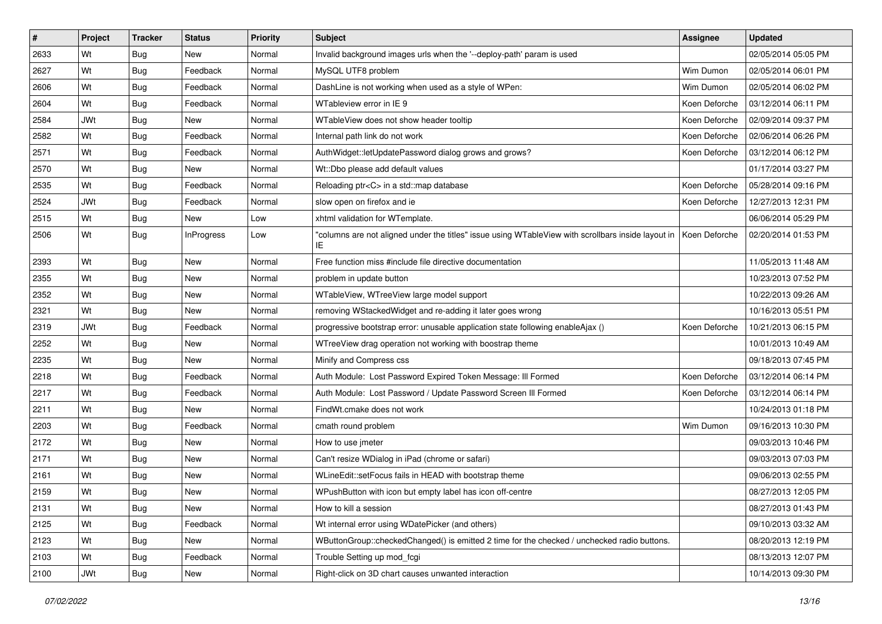| # | Project | Tracker | Status | Priority | Subject | Assignee | Updated |
|---|---|---|---|---|---|---|---|
| 2633 | Wt | Bug | New | Normal | Invalid background images urls when the '--deploy-path' param is used | | 02/05/2014 05:05 PM |
| 2627 | Wt | Bug | Feedback | Normal | MySQL UTF8 problem | Wim Dumon | 02/05/2014 06:01 PM |
| 2606 | Wt | Bug | Feedback | Normal | DashLine is not working when used as a style of WPen: | Wim Dumon | 02/05/2014 06:02 PM |
| 2604 | Wt | Bug | Feedback | Normal | WTableview error in IE 9 | Koen Deforche | 03/12/2014 06:11 PM |
| 2584 | JWt | Bug | New | Normal | WTableView does not show header tooltip | Koen Deforche | 02/09/2014 09:37 PM |
| 2582 | Wt | Bug | Feedback | Normal | Internal path link do not work | Koen Deforche | 02/06/2014 06:26 PM |
| 2571 | Wt | Bug | Feedback | Normal | AuthWidget::letUpdatePassword dialog grows and grows? | Koen Deforche | 03/12/2014 06:12 PM |
| 2570 | Wt | Bug | New | Normal | Wt::Dbo please add default values | | 01/17/2014 03:27 PM |
| 2535 | Wt | Bug | Feedback | Normal | Reloading ptr<C> in a std::map database | Koen Deforche | 05/28/2014 09:16 PM |
| 2524 | JWt | Bug | Feedback | Normal | slow open on firefox and ie | Koen Deforche | 12/27/2013 12:31 PM |
| 2515 | Wt | Bug | New | Low | xhtml validation for WTemplate. | | 06/06/2014 05:29 PM |
| 2506 | Wt | Bug | InProgress | Low | "columns are not aligned under the titles" issue using WTableView with scrollbars inside layout in IE | Koen Deforche | 02/20/2014 01:53 PM |
| 2393 | Wt | Bug | New | Normal | Free function miss #include file directive documentation | | 11/05/2013 11:48 AM |
| 2355 | Wt | Bug | New | Normal | problem in update button | | 10/23/2013 07:52 PM |
| 2352 | Wt | Bug | New | Normal | WTableView, WTreeView large model support | | 10/22/2013 09:26 AM |
| 2321 | Wt | Bug | New | Normal | removing WStackedWidget and re-adding it later goes wrong | | 10/16/2013 05:51 PM |
| 2319 | JWt | Bug | Feedback | Normal | progressive bootstrap error: unusable application state following enableAjax () | Koen Deforche | 10/21/2013 06:15 PM |
| 2252 | Wt | Bug | New | Normal | WTreeView drag operation not working with boostrap theme | | 10/01/2013 10:49 AM |
| 2235 | Wt | Bug | New | Normal | Minify and Compress css | | 09/18/2013 07:45 PM |
| 2218 | Wt | Bug | Feedback | Normal | Auth Module:  Lost Password Expired Token Message: Ill Formed | Koen Deforche | 03/12/2014 06:14 PM |
| 2217 | Wt | Bug | Feedback | Normal | Auth Module:  Lost Password / Update Password Screen Ill Formed | Koen Deforche | 03/12/2014 06:14 PM |
| 2211 | Wt | Bug | New | Normal | FindWt.cmake does not work | | 10/24/2013 01:18 PM |
| 2203 | Wt | Bug | Feedback | Normal | cmath round problem | Wim Dumon | 09/16/2013 10:30 PM |
| 2172 | Wt | Bug | New | Normal | How to use jmeter | | 09/03/2013 10:46 PM |
| 2171 | Wt | Bug | New | Normal | Can't resize WDialog in iPad (chrome or safari) | | 09/03/2013 07:03 PM |
| 2161 | Wt | Bug | New | Normal | WLineEdit::setFocus fails in HEAD with bootstrap theme | | 09/06/2013 02:55 PM |
| 2159 | Wt | Bug | New | Normal | WPushButton with icon but empty label has icon off-centre | | 08/27/2013 12:05 PM |
| 2131 | Wt | Bug | New | Normal | How to kill a session | | 08/27/2013 01:43 PM |
| 2125 | Wt | Bug | Feedback | Normal | Wt internal error using WDatePicker (and others) | | 09/10/2013 03:32 AM |
| 2123 | Wt | Bug | New | Normal | WButtonGroup::checkedChanged() is emitted 2 time for the checked / unchecked radio buttons. | | 08/20/2013 12:19 PM |
| 2103 | Wt | Bug | Feedback | Normal | Trouble Setting up mod_fcgi | | 08/13/2013 12:07 PM |
| 2100 | JWt | Bug | New | Normal | Right-click on 3D chart causes unwanted interaction | | 10/14/2013 09:30 PM |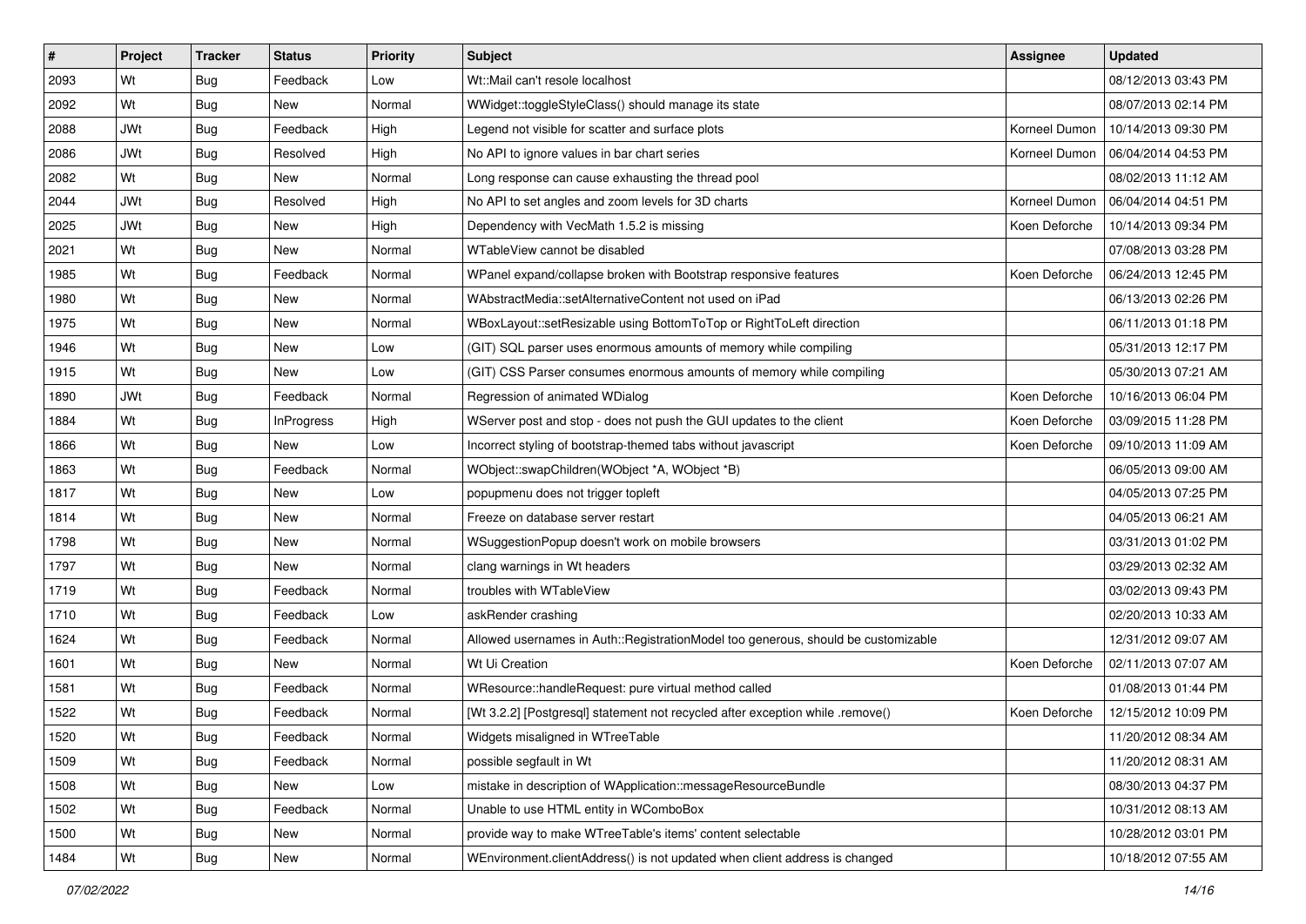| # | Project | Tracker | Status | Priority | Subject | Assignee | Updated |
|---|---|---|---|---|---|---|---|
| 2093 | Wt | Bug | Feedback | Low | Wt::Mail can't resole localhost | | 08/12/2013 03:43 PM |
| 2092 | Wt | Bug | New | Normal | WWidget::toggleStyleClass() should manage its state | | 08/07/2013 02:14 PM |
| 2088 | JWt | Bug | Feedback | High | Legend not visible for scatter and surface plots | Korneel Dumon | 10/14/2013 09:30 PM |
| 2086 | JWt | Bug | Resolved | High | No API to ignore values in bar chart series | Korneel Dumon | 06/04/2014 04:53 PM |
| 2082 | Wt | Bug | New | Normal | Long response can cause exhausting the thread pool | | 08/02/2013 11:12 AM |
| 2044 | JWt | Bug | Resolved | High | No API to set angles and zoom levels for 3D charts | Korneel Dumon | 06/04/2014 04:51 PM |
| 2025 | JWt | Bug | New | High | Dependency with VecMath 1.5.2 is missing | Koen Deforche | 10/14/2013 09:34 PM |
| 2021 | Wt | Bug | New | Normal | WTableView cannot be disabled | | 07/08/2013 03:28 PM |
| 1985 | Wt | Bug | Feedback | Normal | WPanel expand/collapse broken with Bootstrap responsive features | Koen Deforche | 06/24/2013 12:45 PM |
| 1980 | Wt | Bug | New | Normal | WAbstractMedia::setAlternativeContent not used on iPad | | 06/13/2013 02:26 PM |
| 1975 | Wt | Bug | New | Normal | WBoxLayout::setResizable using BottomToTop or RightToLeft direction | | 06/11/2013 01:18 PM |
| 1946 | Wt | Bug | New | Low | (GIT) SQL parser uses enormous amounts of memory while compiling | | 05/31/2013 12:17 PM |
| 1915 | Wt | Bug | New | Low | (GIT) CSS Parser consumes enormous amounts of memory while compiling | | 05/30/2013 07:21 AM |
| 1890 | JWt | Bug | Feedback | Normal | Regression of animated WDialog | Koen Deforche | 10/16/2013 06:04 PM |
| 1884 | Wt | Bug | InProgress | High | WServer post and stop - does not push the GUI updates to the client | Koen Deforche | 03/09/2015 11:28 PM |
| 1866 | Wt | Bug | New | Low | Incorrect styling of bootstrap-themed tabs without javascript | Koen Deforche | 09/10/2013 11:09 AM |
| 1863 | Wt | Bug | Feedback | Normal | WObject::swapChildren(WObject *A, WObject *B) | | 06/05/2013 09:00 AM |
| 1817 | Wt | Bug | New | Low | popupmenu does not trigger topleft | | 04/05/2013 07:25 PM |
| 1814 | Wt | Bug | New | Normal | Freeze on database server restart | | 04/05/2013 06:21 AM |
| 1798 | Wt | Bug | New | Normal | WSuggestionPopup doesn't work on mobile browsers | | 03/31/2013 01:02 PM |
| 1797 | Wt | Bug | New | Normal | clang warnings in Wt headers | | 03/29/2013 02:32 AM |
| 1719 | Wt | Bug | Feedback | Normal | troubles with WTableView | | 03/02/2013 09:43 PM |
| 1710 | Wt | Bug | Feedback | Low | askRender crashing | | 02/20/2013 10:33 AM |
| 1624 | Wt | Bug | Feedback | Normal | Allowed usernames in Auth::RegistrationModel too generous, should be customizable | | 12/31/2012 09:07 AM |
| 1601 | Wt | Bug | New | Normal | Wt Ui Creation | Koen Deforche | 02/11/2013 07:07 AM |
| 1581 | Wt | Bug | Feedback | Normal | WResource::handleRequest: pure virtual method called | | 01/08/2013 01:44 PM |
| 1522 | Wt | Bug | Feedback | Normal | [Wt 3.2.2] [Postgresql] statement not recycled after exception while .remove() | Koen Deforche | 12/15/2012 10:09 PM |
| 1520 | Wt | Bug | Feedback | Normal | Widgets misaligned in WTreeTable | | 11/20/2012 08:34 AM |
| 1509 | Wt | Bug | Feedback | Normal | possible segfault in Wt | | 11/20/2012 08:31 AM |
| 1508 | Wt | Bug | New | Low | mistake in description of WApplication::messageResourceBundle | | 08/30/2013 04:37 PM |
| 1502 | Wt | Bug | Feedback | Normal | Unable to use HTML entity in WComboBox | | 10/31/2012 08:13 AM |
| 1500 | Wt | Bug | New | Normal | provide way to make WTreeTable's items' content selectable | | 10/28/2012 03:01 PM |
| 1484 | Wt | Bug | New | Normal | WEnvironment.clientAddress() is not updated when client address is changed | | 10/18/2012 07:55 AM |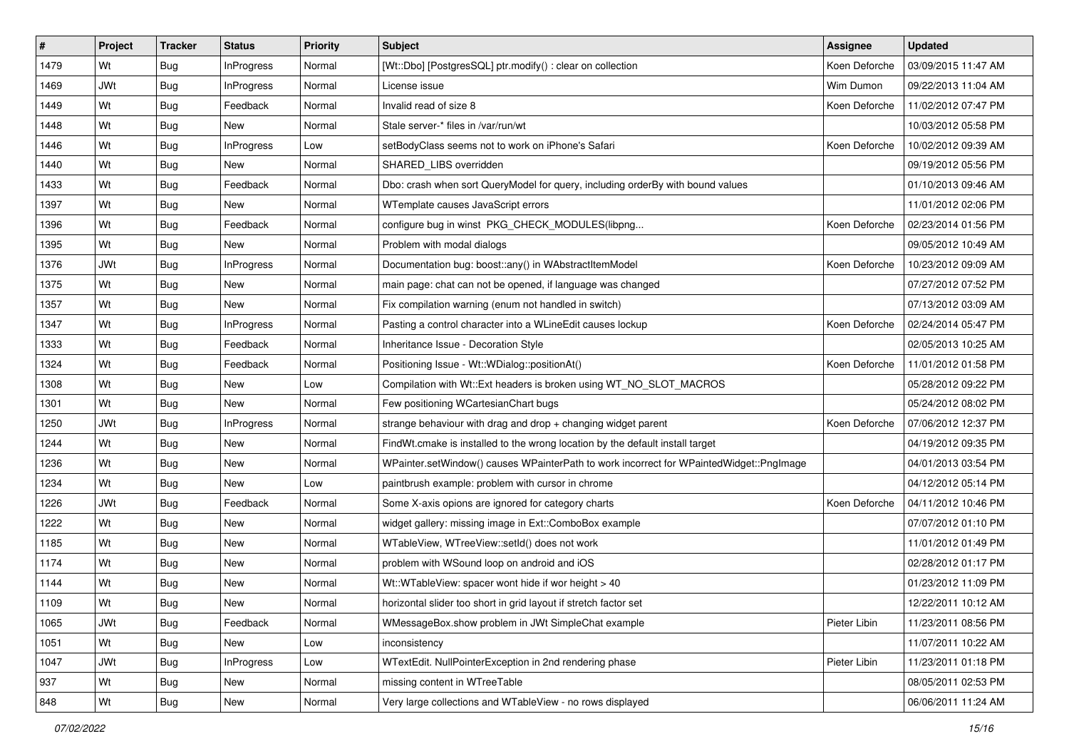| # | Project | Tracker | Status | Priority | Subject | Assignee | Updated |
|---|---|---|---|---|---|---|---|
| 1479 | Wt | Bug | InProgress | Normal | [Wt::Dbo] [PostgresSQL] ptr.modify() : clear on collection | Koen Deforche | 03/09/2015 11:47 AM |
| 1469 | JWt | Bug | InProgress | Normal | License issue | Wim Dumon | 09/22/2013 11:04 AM |
| 1449 | Wt | Bug | Feedback | Normal | Invalid read of size 8 | Koen Deforche | 11/02/2012 07:47 PM |
| 1448 | Wt | Bug | New | Normal | Stale server-* files in /var/run/wt | | 10/03/2012 05:58 PM |
| 1446 | Wt | Bug | InProgress | Low | setBodyClass seems not to work on iPhone's Safari | Koen Deforche | 10/02/2012 09:39 AM |
| 1440 | Wt | Bug | New | Normal | SHARED_LIBS overridden | | 09/19/2012 05:56 PM |
| 1433 | Wt | Bug | Feedback | Normal | Dbo: crash when sort QueryModel for query, including orderBy with bound values | | 01/10/2013 09:46 AM |
| 1397 | Wt | Bug | New | Normal | WTemplate causes JavaScript errors | | 11/01/2012 02:06 PM |
| 1396 | Wt | Bug | Feedback | Normal | configure bug in winst PKG_CHECK_MODULES(libpng... | Koen Deforche | 02/23/2014 01:56 PM |
| 1395 | Wt | Bug | New | Normal | Problem with modal dialogs | | 09/05/2012 10:49 AM |
| 1376 | JWt | Bug | InProgress | Normal | Documentation bug: boost::any() in WAbstractItemModel | Koen Deforche | 10/23/2012 09:09 AM |
| 1375 | Wt | Bug | New | Normal | main page: chat can not be opened, if language was changed | | 07/27/2012 07:52 PM |
| 1357 | Wt | Bug | New | Normal | Fix compilation warning (enum not handled in switch) | | 07/13/2012 03:09 AM |
| 1347 | Wt | Bug | InProgress | Normal | Pasting a control character into a WLineEdit causes lockup | Koen Deforche | 02/24/2014 05:47 PM |
| 1333 | Wt | Bug | Feedback | Normal | Inheritance Issue - Decoration Style | | 02/05/2013 10:25 AM |
| 1324 | Wt | Bug | Feedback | Normal | Positioning Issue - Wt::WDialog::positionAt() | Koen Deforche | 11/01/2012 01:58 PM |
| 1308 | Wt | Bug | New | Low | Compilation with Wt::Ext headers is broken using WT_NO_SLOT_MACROS | | 05/28/2012 09:22 PM |
| 1301 | Wt | Bug | New | Normal | Few positioning WCartesianChart bugs | | 05/24/2012 08:02 PM |
| 1250 | JWt | Bug | InProgress | Normal | strange behaviour with drag and drop + changing widget parent | Koen Deforche | 07/06/2012 12:37 PM |
| 1244 | Wt | Bug | New | Normal | FindWt.cmake is installed to the wrong location by the default install target | | 04/19/2012 09:35 PM |
| 1236 | Wt | Bug | New | Normal | WPainter.setWindow() causes WPainterPath to work incorrect for WPaintedWidget::PngImage | | 04/01/2013 03:54 PM |
| 1234 | Wt | Bug | New | Low | paintbrush example: problem with cursor in chrome | | 04/12/2012 05:14 PM |
| 1226 | JWt | Bug | Feedback | Normal | Some X-axis opions are ignored for category charts | Koen Deforche | 04/11/2012 10:46 PM |
| 1222 | Wt | Bug | New | Normal | widget gallery: missing image in Ext::ComboBox example | | 07/07/2012 01:10 PM |
| 1185 | Wt | Bug | New | Normal | WTableView, WTreeView::setId() does not work | | 11/01/2012 01:49 PM |
| 1174 | Wt | Bug | New | Normal | problem with WSound loop on android and iOS | | 02/28/2012 01:17 PM |
| 1144 | Wt | Bug | New | Normal | Wt::WTableView: spacer wont hide if wor height > 40 | | 01/23/2012 11:09 PM |
| 1109 | Wt | Bug | New | Normal | horizontal slider too short in grid layout if stretch factor set | | 12/22/2011 10:12 AM |
| 1065 | JWt | Bug | Feedback | Normal | WMessageBox.show problem in JWt SimpleChat example | Pieter Libin | 11/23/2011 08:56 PM |
| 1051 | Wt | Bug | New | Low | inconsistency | | 11/07/2011 10:22 AM |
| 1047 | JWt | Bug | InProgress | Low | WTextEdit. NullPointerException in 2nd rendering phase | Pieter Libin | 11/23/2011 01:18 PM |
| 937 | Wt | Bug | New | Normal | missing content in WTreeTable | | 08/05/2011 02:53 PM |
| 848 | Wt | Bug | New | Normal | Very large collections and WTableView - no rows displayed | | 06/06/2011 11:24 AM |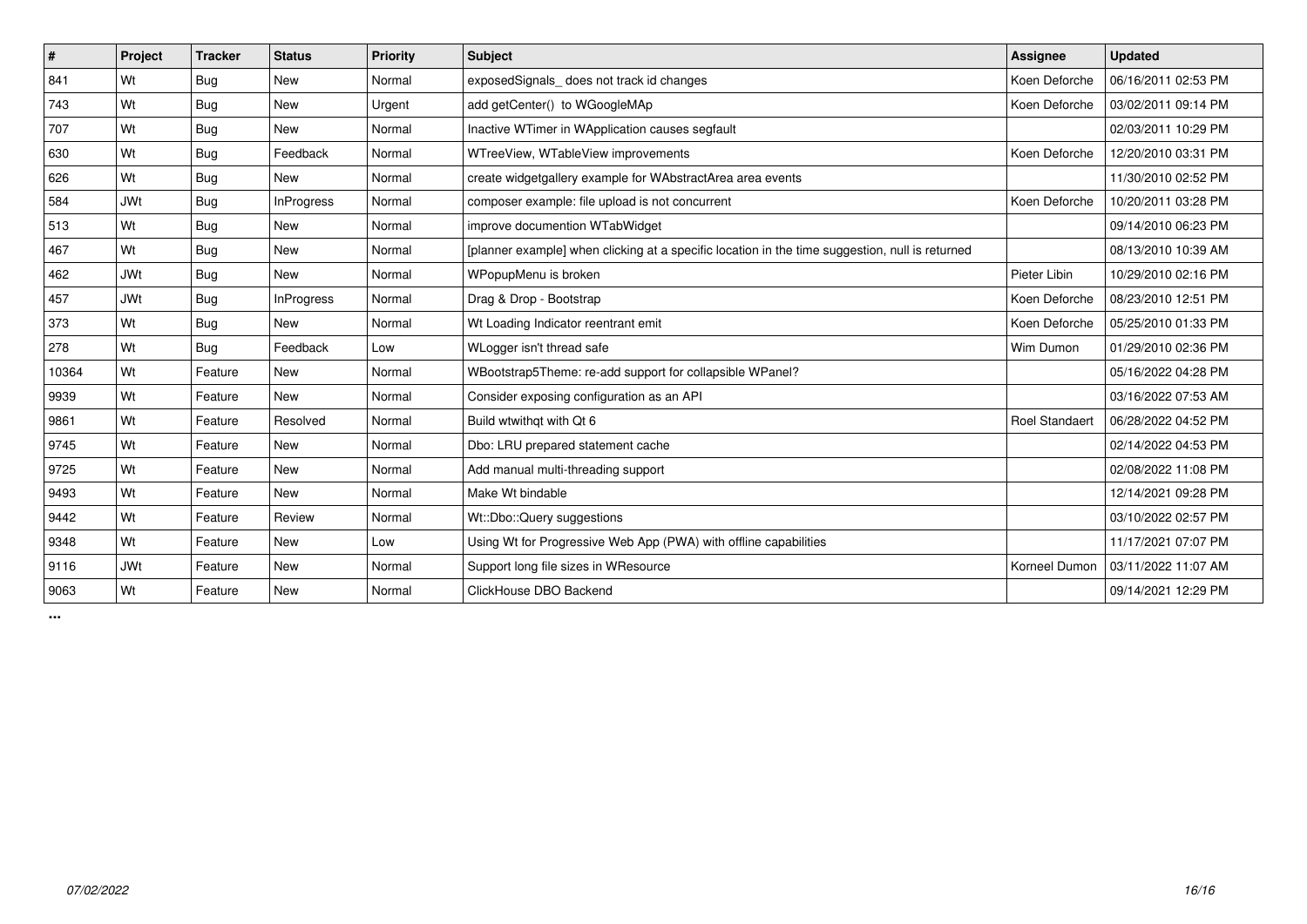| # | Project | Tracker | Status | Priority | Subject | Assignee | Updated |
|---|---|---|---|---|---|---|---|
| 841 | Wt | Bug | New | Normal | exposedSignals_ does not track id changes | Koen Deforche | 06/16/2011 02:53 PM |
| 743 | Wt | Bug | New | Urgent | add getCenter() to WGoogleMAp | Koen Deforche | 03/02/2011 09:14 PM |
| 707 | Wt | Bug | New | Normal | Inactive WTimer in WApplication causes segfault | | 02/03/2011 10:29 PM |
| 630 | Wt | Bug | Feedback | Normal | WTreeView, WTableView improvements | Koen Deforche | 12/20/2010 03:31 PM |
| 626 | Wt | Bug | New | Normal | create widgetgallery example for WAbstractArea area events | | 11/30/2010 02:52 PM |
| 584 | JWt | Bug | InProgress | Normal | composer example: file upload is not concurrent | Koen Deforche | 10/20/2011 03:28 PM |
| 513 | Wt | Bug | New | Normal | improve documention WTabWidget | | 09/14/2010 06:23 PM |
| 467 | Wt | Bug | New | Normal | [planner example] when clicking at a specific location in the time suggestion, null is returned | | 08/13/2010 10:39 AM |
| 462 | JWt | Bug | New | Normal | WPopupMenu is broken | Pieter Libin | 10/29/2010 02:16 PM |
| 457 | JWt | Bug | InProgress | Normal | Drag & Drop - Bootstrap | Koen Deforche | 08/23/2010 12:51 PM |
| 373 | Wt | Bug | New | Normal | Wt Loading Indicator reentrant emit | Koen Deforche | 05/25/2010 01:33 PM |
| 278 | Wt | Bug | Feedback | Low | WLogger isn't thread safe | Wim Dumon | 01/29/2010 02:36 PM |
| 10364 | Wt | Feature | New | Normal | WBootstrap5Theme: re-add support for collapsible WPanel? | | 05/16/2022 04:28 PM |
| 9939 | Wt | Feature | New | Normal | Consider exposing configuration as an API | | 03/16/2022 07:53 AM |
| 9861 | Wt | Feature | Resolved | Normal | Build wtwithqt with Qt 6 | Roel Standaert | 06/28/2022 04:52 PM |
| 9745 | Wt | Feature | New | Normal | Dbo: LRU prepared statement cache | | 02/14/2022 04:53 PM |
| 9725 | Wt | Feature | New | Normal | Add manual multi-threading support | | 02/08/2022 11:08 PM |
| 9493 | Wt | Feature | New | Normal | Make Wt bindable | | 12/14/2021 09:28 PM |
| 9442 | Wt | Feature | Review | Normal | Wt::Dbo::Query suggestions | | 03/10/2022 02:57 PM |
| 9348 | Wt | Feature | New | Low | Using Wt for Progressive Web App (PWA) with offline capabilities | | 11/17/2021 07:07 PM |
| 9116 | JWt | Feature | New | Normal | Support long file sizes in WResource | Korneel Dumon | 03/11/2022 11:07 AM |
| 9063 | Wt | Feature | New | Normal | ClickHouse DBO Backend | | 09/14/2021 12:29 PM |

...